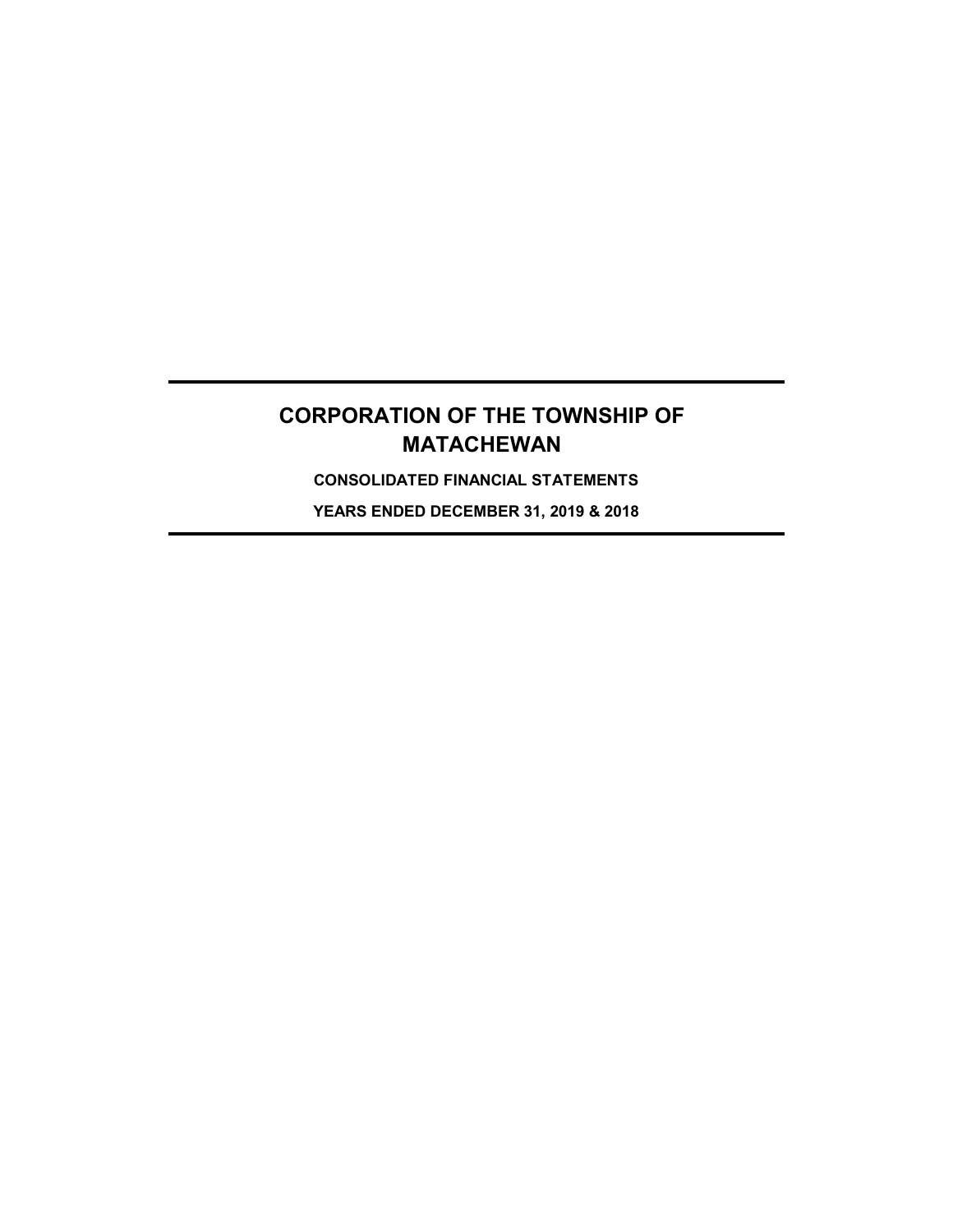# CORPORATION OF THE TOWNSHIP OF MATACHEWAN

**CONSOLIDATED FINANCIAL STATEMENTS**

**YEARS ENDED DECEMBER 31, 2019 & 2018**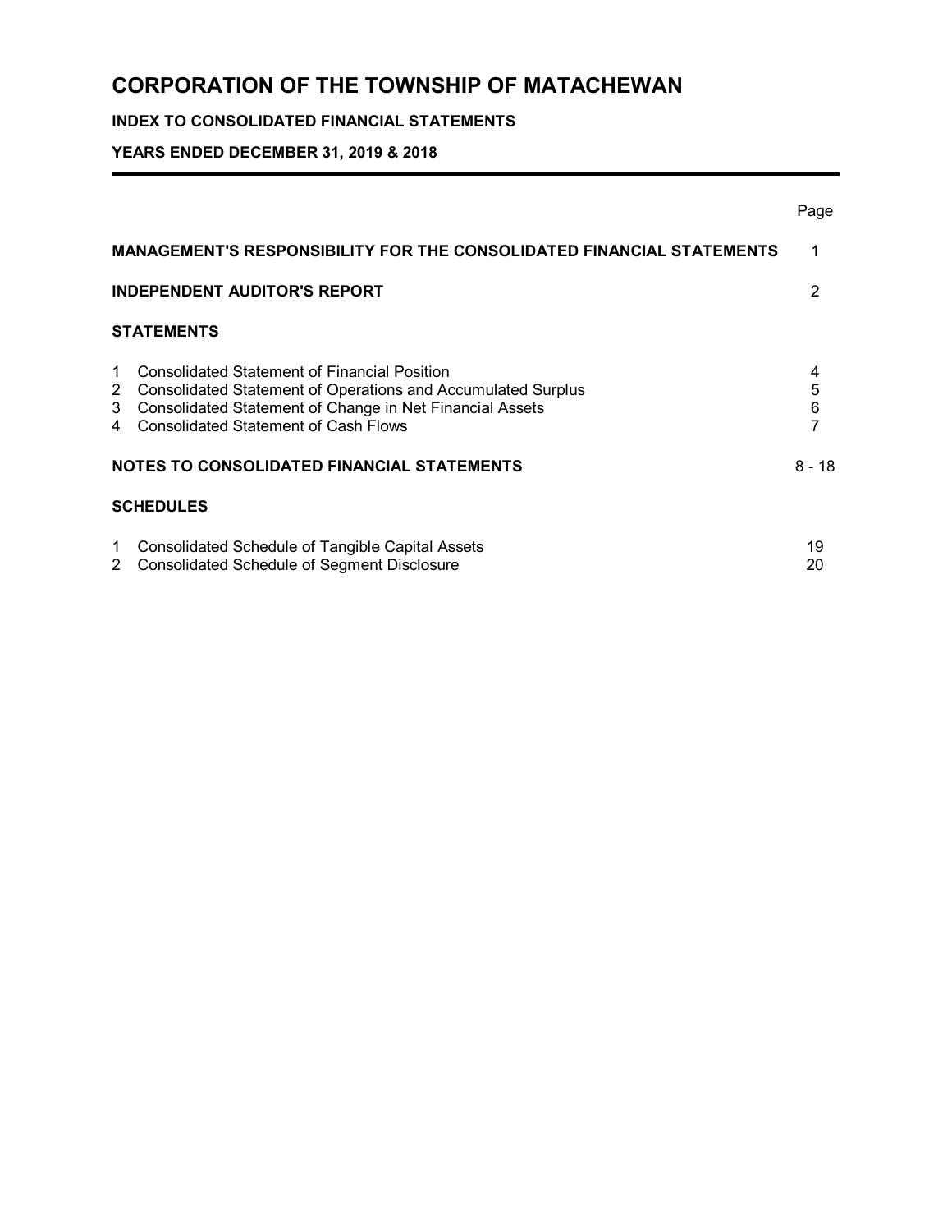# CORPORATION OF THE TOWNSHIP OF MATACHEWAN

## INDEX TO CONSOLIDATED FINANCIAL STATEMENTS

## YEARS ENDED DECEMBER 31, 2019 & 2018

| | | Page |
|---|---|---|
| **MANAGEMENT'S RESPONSIBILITY FOR THE CONSOLIDATED FINANCIAL STATEMENTS** | | 1 |
| **INDEPENDENT AUDITOR'S REPORT** | | 2 |
| **STATEMENTS** | | |
| 1 | Consolidated Statement of Financial Position | 4 |
| 2 | Consolidated Statement of Operations and Accumulated Surplus | 5 |
| 3 | Consolidated Statement of Change in Net Financial Assets | 6 |
| 4 | Consolidated Statement of Cash Flows | 7 |
| **NOTES TO CONSOLIDATED FINANCIAL STATEMENTS** | | 8 - 18 |
| **SCHEDULES** | | |
| 1 | Consolidated Schedule of Tangible Capital Assets | 19 |
| 2 | Consolidated Schedule of Segment Disclosure | 20 |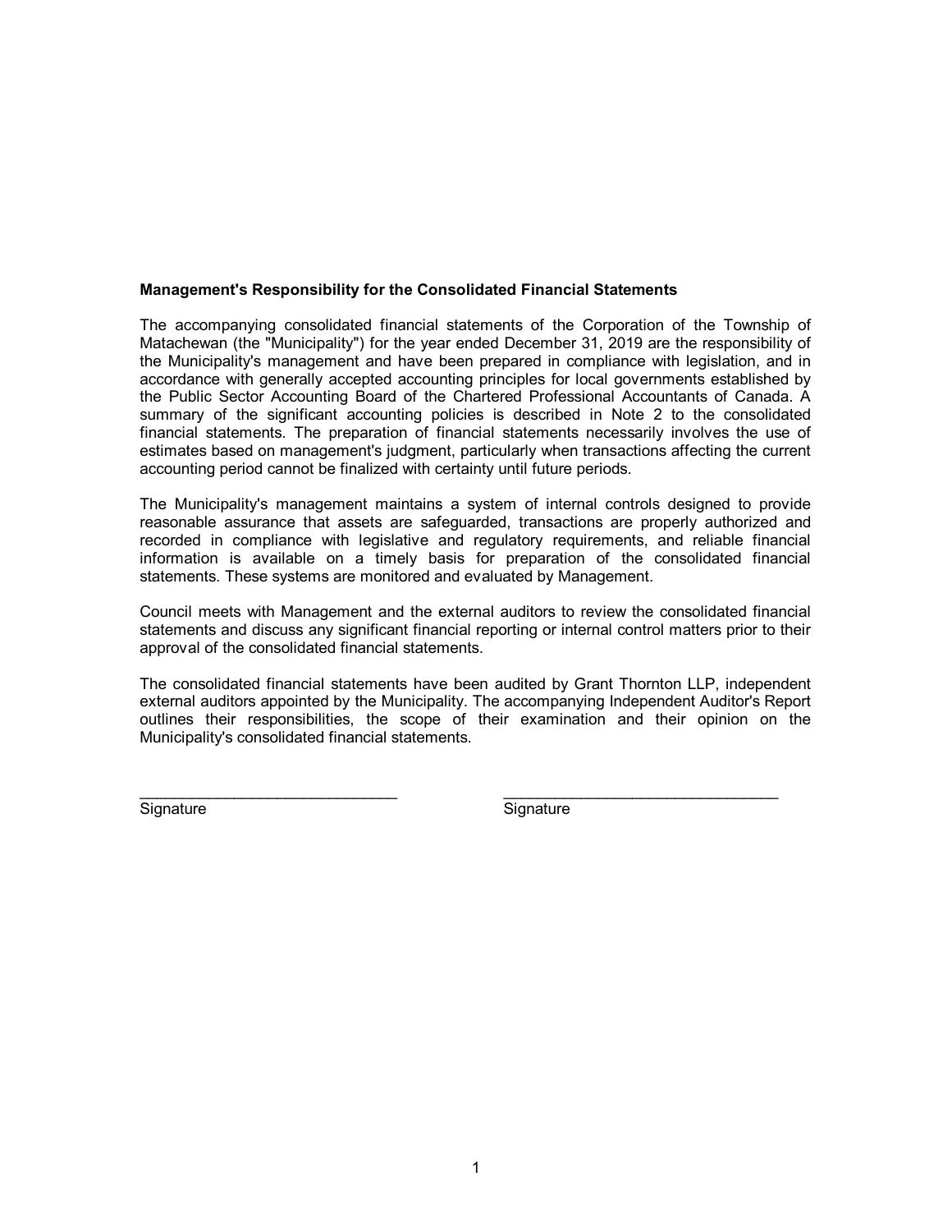## Management's Responsibility for the Consolidated Financial Statements

The accompanying consolidated financial statements of the Corporation of the Township of Matachewan (the "Municipality") for the year ended December 31, 2019 are the responsibility of the Municipality's management and have been prepared in compliance with legislation, and in accordance with generally accepted accounting principles for local governments established by the Public Sector Accounting Board of the Chartered Professional Accountants of Canada. A summary of the significant accounting policies is described in Note 2 to the consolidated financial statements. The preparation of financial statements necessarily involves the use of estimates based on management's judgment, particularly when transactions affecting the current accounting period cannot be finalized with certainty until future periods.

The Municipality's management maintains a system of internal controls designed to provide reasonable assurance that assets are safeguarded, transactions are properly authorized and recorded in compliance with legislative and regulatory requirements, and reliable financial information is available on a timely basis for preparation of the consolidated financial statements. These systems are monitored and evaluated by Management.

Council meets with Management and the external auditors to review the consolidated financial statements and discuss any significant financial reporting or internal control matters prior to their approval of the consolidated financial statements.

The consolidated financial statements have been audited by Grant Thornton LLP, independent external auditors appointed by the Municipality. The accompanying Independent Auditor's Report outlines their responsibilities, the scope of their examination and their opinion on the Municipality's consolidated financial statements.

| ______________________________ | ______________________________ |
|---|---|
| Signature | Signature |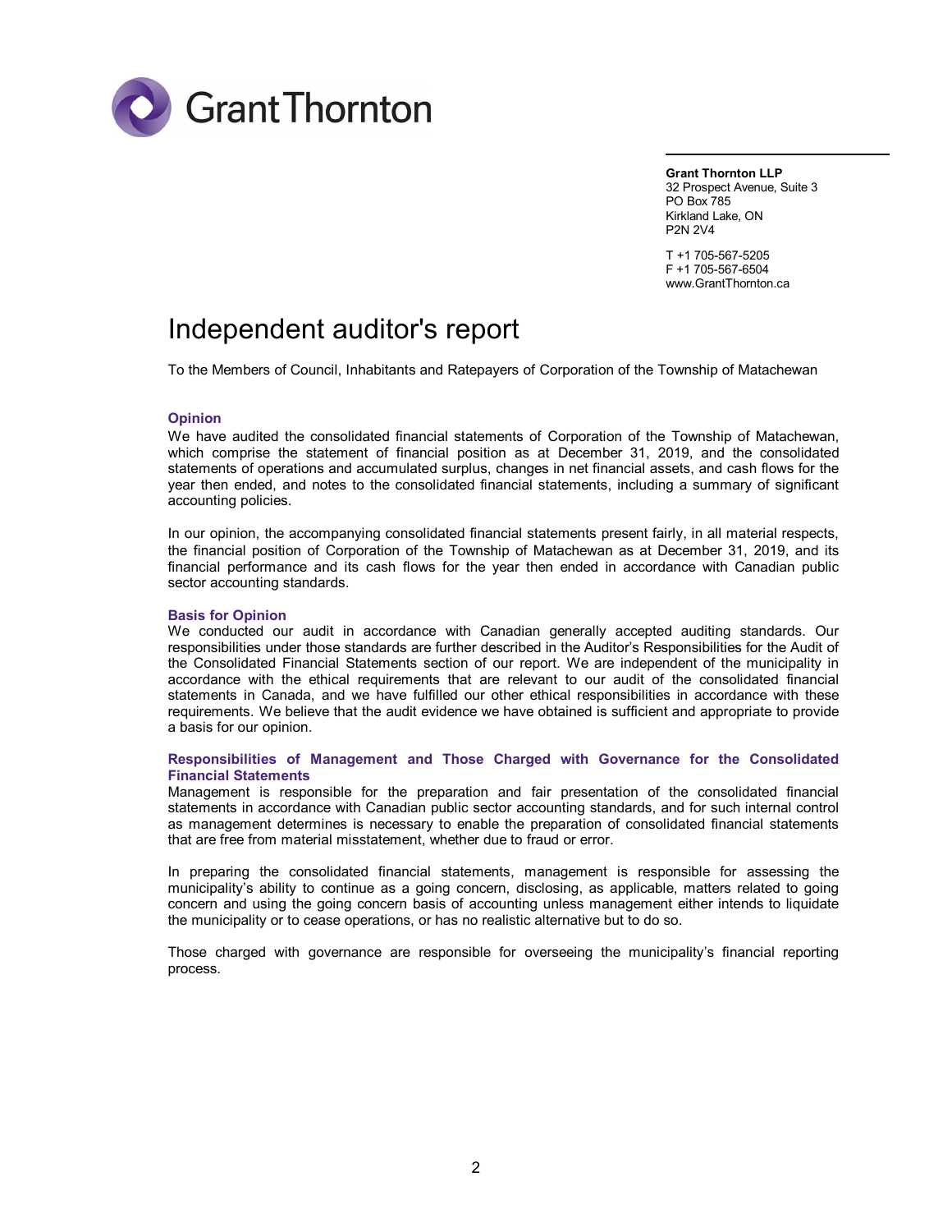**Grant Thornton LLP**
32 Prospect Avenue, Suite 3
PO Box 785
Kirkland Lake, ON
P2N 2V4

T +1 705-567-5205
F +1 705-567-6504
www.GrantThornton.ca

# Independent auditor's report

To the Members of Council, Inhabitants and Ratepayers of Corporation of the Township of Matachewan

### Opinion

We have audited the consolidated financial statements of Corporation of the Township of Matachewan, which comprise the statement of financial position as at December 31, 2019, and the consolidated statements of operations and accumulated surplus, changes in net financial assets, and cash flows for the year then ended, and notes to the consolidated financial statements, including a summary of significant accounting policies.

In our opinion, the accompanying consolidated financial statements present fairly, in all material respects, the financial position of Corporation of the Township of Matachewan as at December 31, 2019, and its financial performance and its cash flows for the year then ended in accordance with Canadian public sector accounting standards.

### Basis for Opinion

We conducted our audit in accordance with Canadian generally accepted auditing standards. Our responsibilities under those standards are further described in the Auditor's Responsibilities for the Audit of the Consolidated Financial Statements section of our report. We are independent of the municipality in accordance with the ethical requirements that are relevant to our audit of the consolidated financial statements in Canada, and we have fulfilled our other ethical responsibilities in accordance with these requirements. We believe that the audit evidence we have obtained is sufficient and appropriate to provide a basis for our opinion.

### Responsibilities of Management and Those Charged with Governance for the Consolidated Financial Statements

Management is responsible for the preparation and fair presentation of the consolidated financial statements in accordance with Canadian public sector accounting standards, and for such internal control as management determines is necessary to enable the preparation of consolidated financial statements that are free from material misstatement, whether due to fraud or error.

In preparing the consolidated financial statements, management is responsible for assessing the municipality's ability to continue as a going concern, disclosing, as applicable, matters related to going concern and using the going concern basis of accounting unless management either intends to liquidate the municipality or to cease operations, or has no realistic alternative but to do so.

Those charged with governance are responsible for overseeing the municipality's financial reporting process.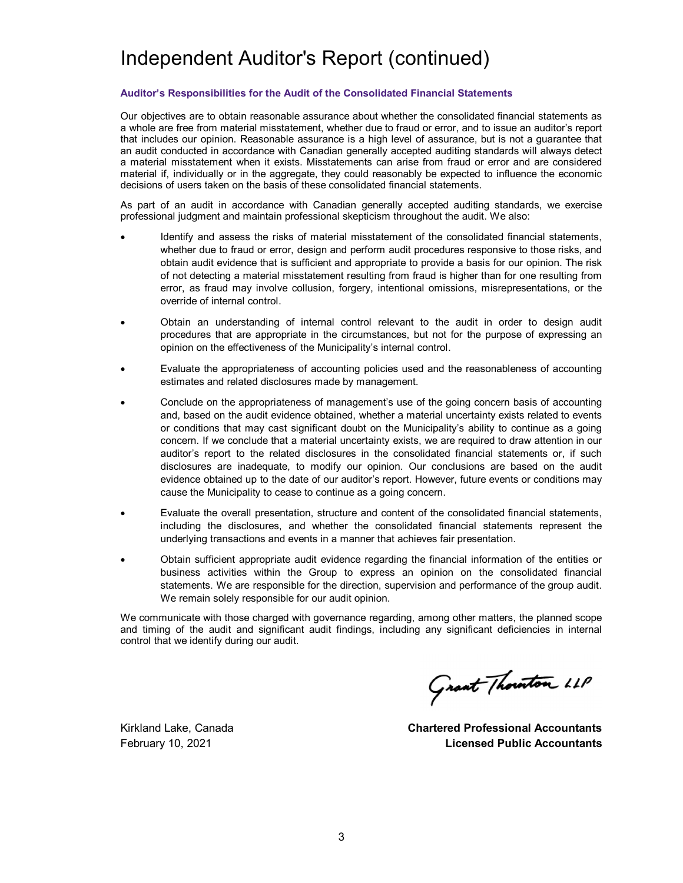# Independent Auditor's Report (continued)

**Auditor's Responsibilities for the Audit of the Consolidated Financial Statements**

Our objectives are to obtain reasonable assurance about whether the consolidated financial statements as a whole are free from material misstatement, whether due to fraud or error, and to issue an auditor's report that includes our opinion. Reasonable assurance is a high level of assurance, but is not a guarantee that an audit conducted in accordance with Canadian generally accepted auditing standards will always detect a material misstatement when it exists. Misstatements can arise from fraud or error and are considered material if, individually or in the aggregate, they could reasonably be expected to influence the economic decisions of users taken on the basis of these consolidated financial statements.

As part of an audit in accordance with Canadian generally accepted auditing standards, we exercise professional judgment and maintain professional skepticism throughout the audit. We also:

- Identify and assess the risks of material misstatement of the consolidated financial statements, whether due to fraud or error, design and perform audit procedures responsive to those risks, and obtain audit evidence that is sufficient and appropriate to provide a basis for our opinion. The risk of not detecting a material misstatement resulting from fraud is higher than for one resulting from error, as fraud may involve collusion, forgery, intentional omissions, misrepresentations, or the override of internal control.
- Obtain an understanding of internal control relevant to the audit in order to design audit procedures that are appropriate in the circumstances, but not for the purpose of expressing an opinion on the effectiveness of the Municipality's internal control.
- Evaluate the appropriateness of accounting policies used and the reasonableness of accounting estimates and related disclosures made by management.
- Conclude on the appropriateness of management's use of the going concern basis of accounting and, based on the audit evidence obtained, whether a material uncertainty exists related to events or conditions that may cast significant doubt on the Municipality's ability to continue as a going concern. If we conclude that a material uncertainty exists, we are required to draw attention in our auditor's report to the related disclosures in the consolidated financial statements or, if such disclosures are inadequate, to modify our opinion. Our conclusions are based on the audit evidence obtained up to the date of our auditor's report. However, future events or conditions may cause the Municipality to cease to continue as a going concern.
- Evaluate the overall presentation, structure and content of the consolidated financial statements, including the disclosures, and whether the consolidated financial statements represent the underlying transactions and events in a manner that achieves fair presentation.
- Obtain sufficient appropriate audit evidence regarding the financial information of the entities or business activities within the Group to express an opinion on the consolidated financial statements. We are responsible for the direction, supervision and performance of the group audit. We remain solely responsible for our audit opinion.

We communicate with those charged with governance regarding, among other matters, the planned scope and timing of the audit and significant audit findings, including any significant deficiencies in internal control that we identify during our audit.

Grant Thornton LLP

Kirkland Lake, Canada
February 10, 2021

**Chartered Professional Accountants**
**Licensed Public Accountants**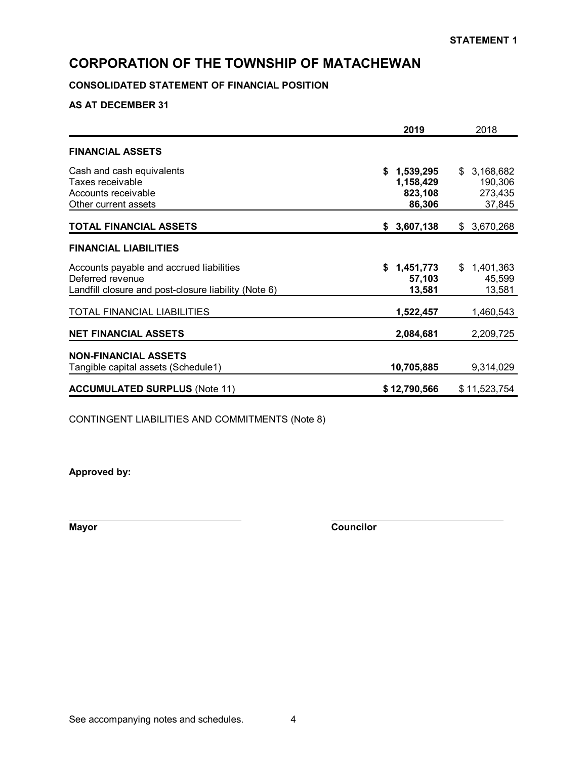**STATEMENT 1**

# CORPORATION OF THE TOWNSHIP OF MATACHEWAN

**CONSOLIDATED STATEMENT OF FINANCIAL POSITION**

**AS AT DECEMBER 31**

| | **2019** | 2018 |
|---|---|---|
| **FINANCIAL ASSETS** | | |
| Cash and cash equivalents | **$ 1,539,295** | $ 3,168,682 |
| Taxes receivable | **1,158,429** | 190,306 |
| Accounts receivable | **823,108** | 273,435 |
| Other current assets | **86,306** | 37,845 |
| **TOTAL FINANCIAL ASSETS** | **$ 3,607,138** | $ 3,670,268 |
| **FINANCIAL LIABILITIES** | | |
| Accounts payable and accrued liabilities | **$ 1,451,773** | $ 1,401,363 |
| Deferred revenue | **57,103** | 45,599 |
| Landfill closure and post-closure liability (Note 6) | **13,581** | 13,581 |
| TOTAL FINANCIAL LIABILITIES | **1,522,457** | 1,460,543 |
| **NET FINANCIAL ASSETS** | **2,084,681** | 2,209,725 |
| **NON-FINANCIAL ASSETS** | | |
| Tangible capital assets (Schedule1) | **10,705,885** | 9,314,029 |
| **ACCUMULATED SURPLUS** (Note 11) | **$ 12,790,566** | $ 11,523,754 |

CONTINGENT LIABILITIES AND COMMITMENTS (Note 8)

**Approved by:**

**Mayor**

**Councilor**

See accompanying notes and schedules.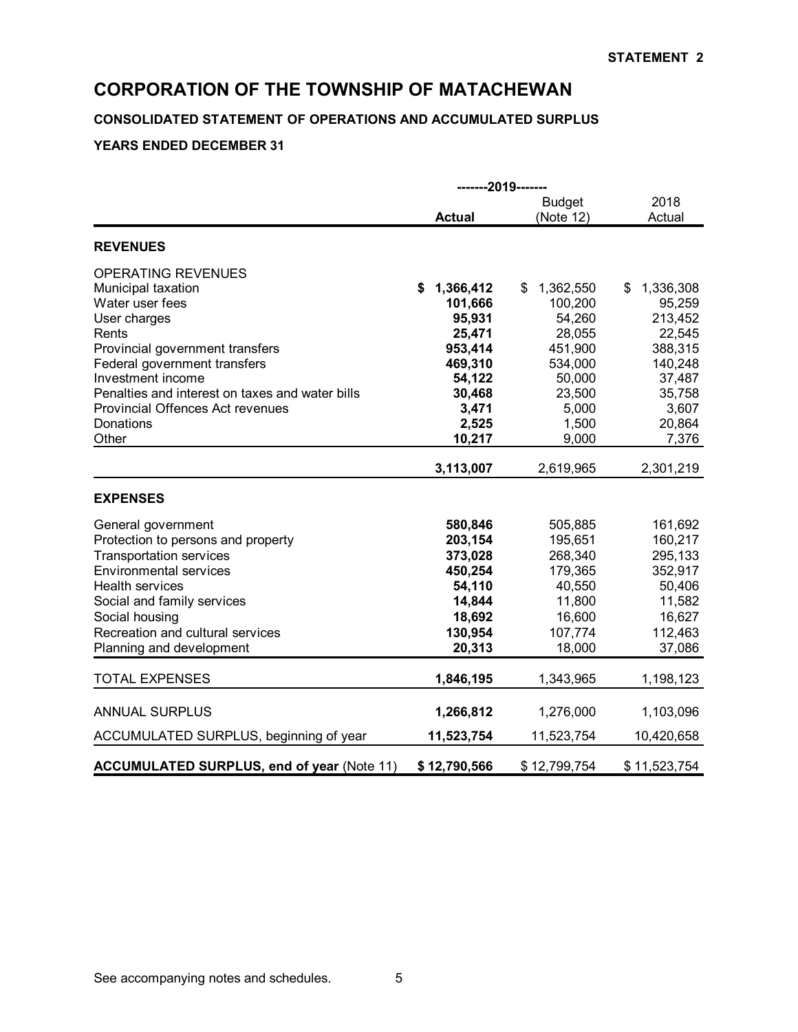STATEMENT 2

# CORPORATION OF THE TOWNSHIP OF MATACHEWAN

### CONSOLIDATED STATEMENT OF OPERATIONS AND ACCUMULATED SURPLUS

### YEARS ENDED DECEMBER 31

| | -------2019------- | | |
|---|---|---|---|
| | **Actual** | Budget (Note 12) | 2018 Actual |
| **REVENUES** | | | |
| OPERATING REVENUES | | | |
| Municipal taxation | **$ 1,366,412** | $ 1,362,550 | $ 1,336,308 |
| Water user fees | **101,666** | 100,200 | 95,259 |
| User charges | **95,931** | 54,260 | 213,452 |
| Rents | **25,471** | 28,055 | 22,545 |
| Provincial government transfers | **953,414** | 451,900 | 388,315 |
| Federal government transfers | **469,310** | 534,000 | 140,248 |
| Investment income | **54,122** | 50,000 | 37,487 |
| Penalties and interest on taxes and water bills | **30,468** | 23,500 | 35,758 |
| Provincial Offences Act revenues | **3,471** | 5,000 | 3,607 |
| Donations | **2,525** | 1,500 | 20,864 |
| Other | **10,217** | 9,000 | 7,376 |
| | **3,113,007** | 2,619,965 | 2,301,219 |
| **EXPENSES** | | | |
| General government | **580,846** | 505,885 | 161,692 |
| Protection to persons and property | **203,154** | 195,651 | 160,217 |
| Transportation services | **373,028** | 268,340 | 295,133 |
| Environmental services | **450,254** | 179,365 | 352,917 |
| Health services | **54,110** | 40,550 | 50,406 |
| Social and family services | **14,844** | 11,800 | 11,582 |
| Social housing | **18,692** | 16,600 | 16,627 |
| Recreation and cultural services | **130,954** | 107,774 | 112,463 |
| Planning and development | **20,313** | 18,000 | 37,086 |
| TOTAL EXPENSES | **1,846,195** | 1,343,965 | 1,198,123 |
| ANNUAL SURPLUS | **1,266,812** | 1,276,000 | 1,103,096 |
| ACCUMULATED SURPLUS, beginning of year | **11,523,754** | 11,523,754 | 10,420,658 |
| **ACCUMULATED SURPLUS, end of year** (Note 11) | **$ 12,790,566** | $ 12,799,754 | $ 11,523,754 |

See accompanying notes and schedules.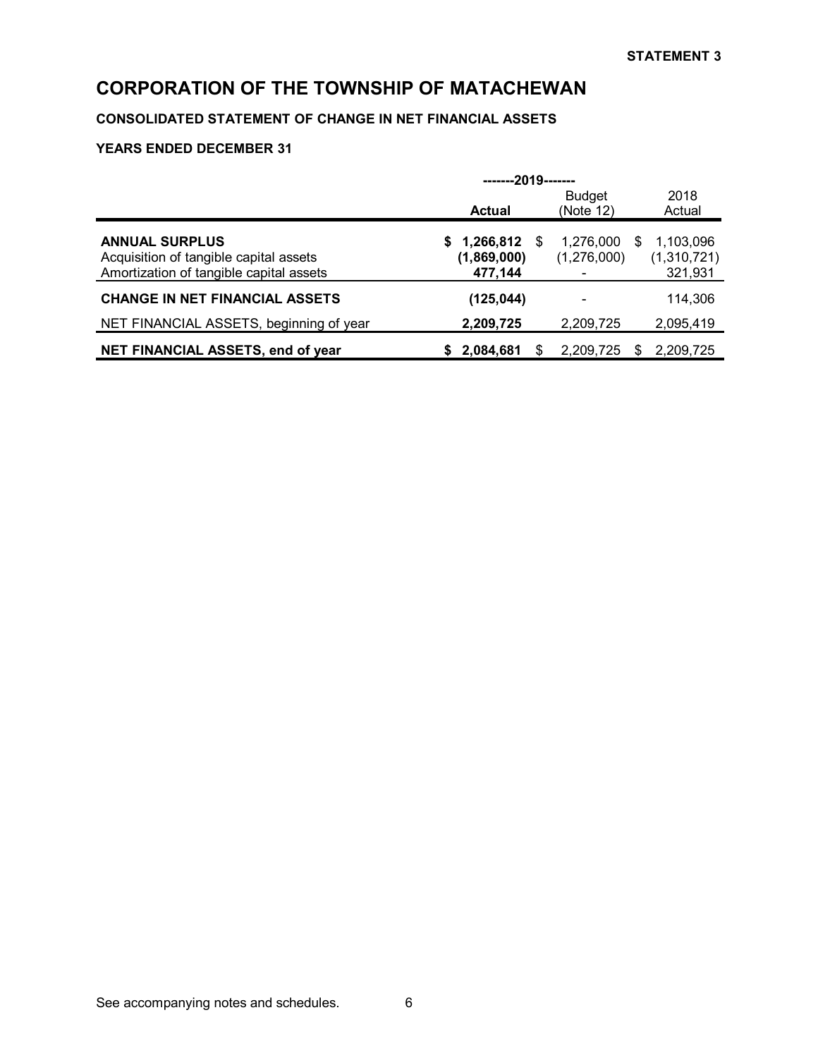STATEMENT 3

# CORPORATION OF THE TOWNSHIP OF MATACHEWAN

### CONSOLIDATED STATEMENT OF CHANGE IN NET FINANCIAL ASSETS

### YEARS ENDED DECEMBER 31

| | -------2019------- | | |
|---|---|---|---|
| | **Actual** | Budget (Note 12) | 2018 Actual |
| **ANNUAL SURPLUS** | **$ 1,266,812** | $ 1,276,000 | $ 1,103,096 |
| Acquisition of tangible capital assets | **(1,869,000)** | (1,276,000) | (1,310,721) |
| Amortization of tangible capital assets | **477,144** | - | 321,931 |
| **CHANGE IN NET FINANCIAL ASSETS** | **(125,044)** | - | 114,306 |
| NET FINANCIAL ASSETS, beginning of year | **2,209,725** | 2,209,725 | 2,095,419 |
| **NET FINANCIAL ASSETS, end of year** | **$ 2,084,681** | $ 2,209,725 | $ 2,209,725 |

See accompanying notes and schedules.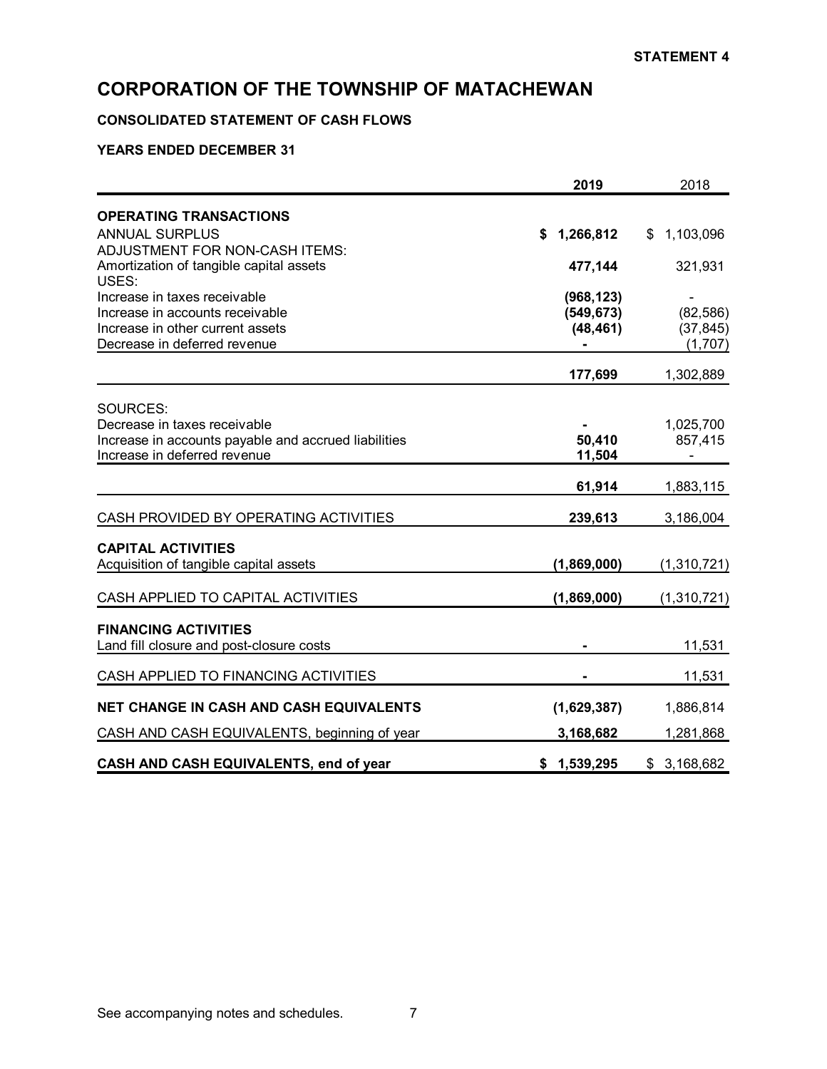**STATEMENT 4**

# CORPORATION OF THE TOWNSHIP OF MATACHEWAN

## CONSOLIDATED STATEMENT OF CASH FLOWS

### YEARS ENDED DECEMBER 31

| | **2019** | 2018 |
|---|---|---|
| **OPERATING TRANSACTIONS** | | |
| ANNUAL SURPLUS | **$ 1,266,812** | $ 1,103,096 |
| ADJUSTMENT FOR NON-CASH ITEMS: | | |
| Amortization of tangible capital assets | **477,144** | 321,931 |
| USES: | | |
| Increase in taxes receivable | **(968,123)** | - |
| Increase in accounts receivable | **(549,673)** | (82,586) |
| Increase in other current assets | **(48,461)** | (37,845) |
| Decrease in deferred revenue | **-** | (1,707) |
| | **177,699** | 1,302,889 |
| SOURCES: | | |
| Decrease in taxes receivable | **-** | 1,025,700 |
| Increase in accounts payable and accrued liabilities | **50,410** | 857,415 |
| Increase in deferred revenue | **11,504** | - |
| | **61,914** | 1,883,115 |
| CASH PROVIDED BY OPERATING ACTIVITIES | **239,613** | 3,186,004 |
| **CAPITAL ACTIVITIES** | | |
| Acquisition of tangible capital assets | **(1,869,000)** | (1,310,721) |
| CASH APPLIED TO CAPITAL ACTIVITIES | **(1,869,000)** | (1,310,721) |
| **FINANCING ACTIVITIES** | | |
| Land fill closure and post-closure costs | **-** | 11,531 |
| CASH APPLIED TO FINANCING ACTIVITIES | **-** | 11,531 |
| **NET CHANGE IN CASH AND CASH EQUIVALENTS** | **(1,629,387)** | 1,886,814 |
| CASH AND CASH EQUIVALENTS, beginning of year | **3,168,682** | 1,281,868 |
| **CASH AND CASH EQUIVALENTS, end of year** | **$ 1,539,295** | $ 3,168,682 |

See accompanying notes and schedules.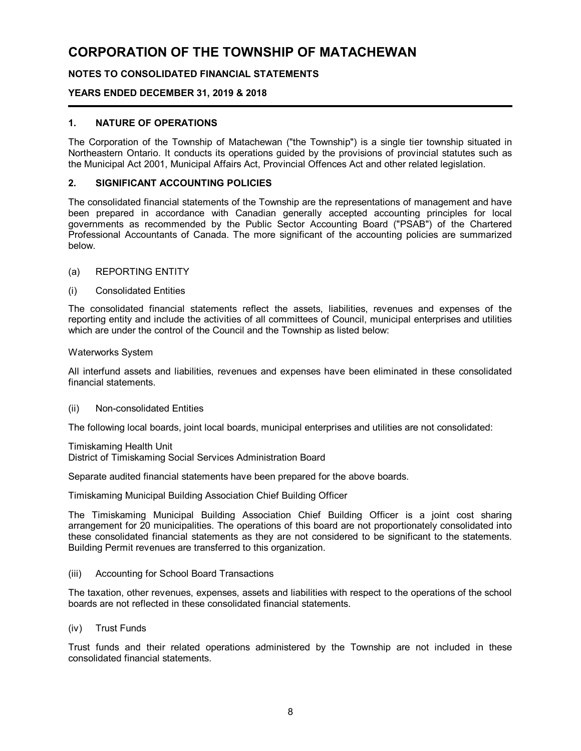# CORPORATION OF THE TOWNSHIP OF MATACHEWAN

**NOTES TO CONSOLIDATED FINANCIAL STATEMENTS**

**YEARS ENDED DECEMBER 31, 2019 & 2018**

## 1. NATURE OF OPERATIONS

The Corporation of the Township of Matachewan ("the Township") is a single tier township situated in Northeastern Ontario. It conducts its operations guided by the provisions of provincial statutes such as the Municipal Act 2001, Municipal Affairs Act, Provincial Offences Act and other related legislation.

## 2. SIGNIFICANT ACCOUNTING POLICIES

The consolidated financial statements of the Township are the representations of management and have been prepared in accordance with Canadian generally accepted accounting principles for local governments as recommended by the Public Sector Accounting Board ("PSAB") of the Chartered Professional Accountants of Canada. The more significant of the accounting policies are summarized below.

### (a) REPORTING ENTITY

#### (i) Consolidated Entities

The consolidated financial statements reflect the assets, liabilities, revenues and expenses of the reporting entity and include the activities of all committees of Council, municipal enterprises and utilities which are under the control of the Council and the Township as listed below:

Waterworks System

All interfund assets and liabilities, revenues and expenses have been eliminated in these consolidated financial statements.

#### (ii) Non-consolidated Entities

The following local boards, joint local boards, municipal enterprises and utilities are not consolidated:

Timiskaming Health Unit
District of Timiskaming Social Services Administration Board

Separate audited financial statements have been prepared for the above boards.

Timiskaming Municipal Building Association Chief Building Officer

The Timiskaming Municipal Building Association Chief Building Officer is a joint cost sharing arrangement for 20 municipalities. The operations of this board are not proportionately consolidated into these consolidated financial statements as they are not considered to be significant to the statements. Building Permit revenues are transferred to this organization.

#### (iii) Accounting for School Board Transactions

The taxation, other revenues, expenses, assets and liabilities with respect to the operations of the school boards are not reflected in these consolidated financial statements.

#### (iv) Trust Funds

Trust funds and their related operations administered by the Township are not included in these consolidated financial statements.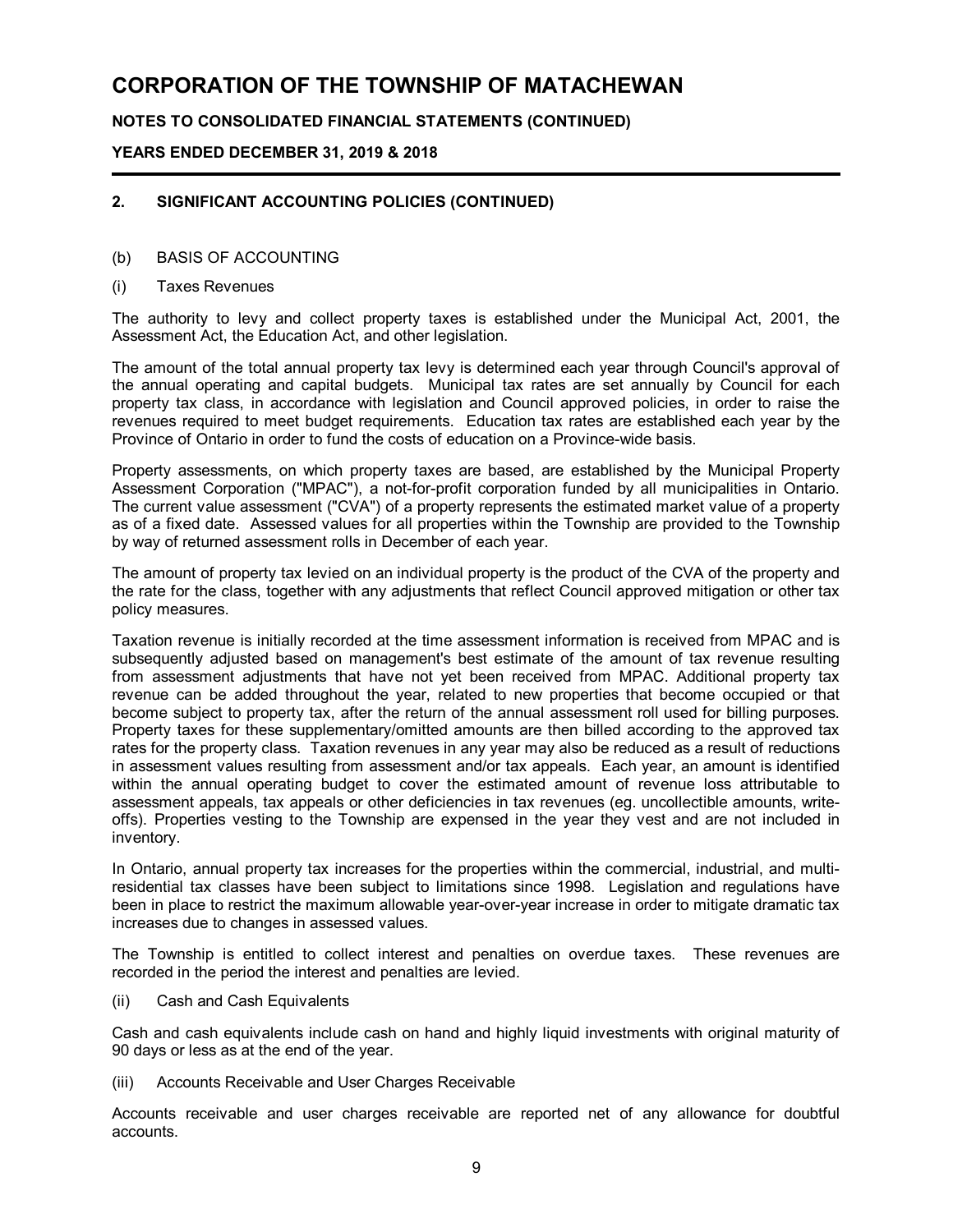# CORPORATION OF THE TOWNSHIP OF MATACHEWAN

**NOTES TO CONSOLIDATED FINANCIAL STATEMENTS (CONTINUED)**

**YEARS ENDED DECEMBER 31, 2019 & 2018**

## 2. SIGNIFICANT ACCOUNTING POLICIES (CONTINUED)

(b) BASIS OF ACCOUNTING

(i) Taxes Revenues

The authority to levy and collect property taxes is established under the Municipal Act, 2001, the Assessment Act, the Education Act, and other legislation.

The amount of the total annual property tax levy is determined each year through Council's approval of the annual operating and capital budgets. Municipal tax rates are set annually by Council for each property tax class, in accordance with legislation and Council approved policies, in order to raise the revenues required to meet budget requirements. Education tax rates are established each year by the Province of Ontario in order to fund the costs of education on a Province-wide basis.

Property assessments, on which property taxes are based, are established by the Municipal Property Assessment Corporation ("MPAC"), a not-for-profit corporation funded by all municipalities in Ontario. The current value assessment ("CVA") of a property represents the estimated market value of a property as of a fixed date. Assessed values for all properties within the Township are provided to the Township by way of returned assessment rolls in December of each year.

The amount of property tax levied on an individual property is the product of the CVA of the property and the rate for the class, together with any adjustments that reflect Council approved mitigation or other tax policy measures.

Taxation revenue is initially recorded at the time assessment information is received from MPAC and is subsequently adjusted based on management's best estimate of the amount of tax revenue resulting from assessment adjustments that have not yet been received from MPAC. Additional property tax revenue can be added throughout the year, related to new properties that become occupied or that become subject to property tax, after the return of the annual assessment roll used for billing purposes. Property taxes for these supplementary/omitted amounts are then billed according to the approved tax rates for the property class. Taxation revenues in any year may also be reduced as a result of reductions in assessment values resulting from assessment and/or tax appeals. Each year, an amount is identified within the annual operating budget to cover the estimated amount of revenue loss attributable to assessment appeals, tax appeals or other deficiencies in tax revenues (eg. uncollectible amounts, write-offs). Properties vesting to the Township are expensed in the year they vest and are not included in inventory.

In Ontario, annual property tax increases for the properties within the commercial, industrial, and multi-residential tax classes have been subject to limitations since 1998. Legislation and regulations have been in place to restrict the maximum allowable year-over-year increase in order to mitigate dramatic tax increases due to changes in assessed values.

The Township is entitled to collect interest and penalties on overdue taxes. These revenues are recorded in the period the interest and penalties are levied.

(ii) Cash and Cash Equivalents

Cash and cash equivalents include cash on hand and highly liquid investments with original maturity of 90 days or less as at the end of the year.

(iii) Accounts Receivable and User Charges Receivable

Accounts receivable and user charges receivable are reported net of any allowance for doubtful accounts.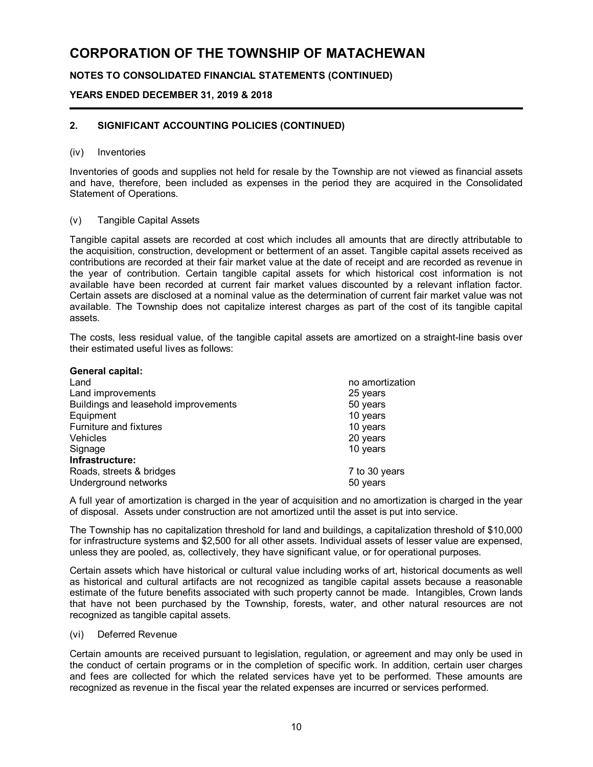# CORPORATION OF THE TOWNSHIP OF MATACHEWAN

## NOTES TO CONSOLIDATED FINANCIAL STATEMENTS (CONTINUED)

## YEARS ENDED DECEMBER 31, 2019 & 2018

### 2. SIGNIFICANT ACCOUNTING POLICIES (CONTINUED)

(iv) Inventories

Inventories of goods and supplies not held for resale by the Township are not viewed as financial assets and have, therefore, been included as expenses in the period they are acquired in the Consolidated Statement of Operations.

(v) Tangible Capital Assets

Tangible capital assets are recorded at cost which includes all amounts that are directly attributable to the acquisition, construction, development or betterment of an asset. Tangible capital assets received as contributions are recorded at their fair market value at the date of receipt and are recorded as revenue in the year of contribution. Certain tangible capital assets for which historical cost information is not available have been recorded at current fair market values discounted by a relevant inflation factor. Certain assets are disclosed at a nominal value as the determination of current fair market value was not available. The Township does not capitalize interest charges as part of the cost of its tangible capital assets.

The costs, less residual value, of the tangible capital assets are amortized on a straight-line basis over their estimated useful lives as follows:

| | |
|---|---|
| **General capital:** | |
| Land | no amortization |
| Land improvements | 25 years |
| Buildings and leasehold improvements | 50 years |
| Equipment | 10 years |
| Furniture and fixtures | 10 years |
| Vehicles | 20 years |
| Signage | 10 years |
| **Infrastructure:** | |
| Roads, streets & bridges | 7 to 30 years |
| Underground networks | 50 years |

A full year of amortization is charged in the year of acquisition and no amortization is charged in the year of disposal. Assets under construction are not amortized until the asset is put into service.

The Township has no capitalization threshold for land and buildings, a capitalization threshold of $10,000 for infrastructure systems and $2,500 for all other assets. Individual assets of lesser value are expensed, unless they are pooled, as, collectively, they have significant value, or for operational purposes.

Certain assets which have historical or cultural value including works of art, historical documents as well as historical and cultural artifacts are not recognized as tangible capital assets because a reasonable estimate of the future benefits associated with such property cannot be made. Intangibles, Crown lands that have not been purchased by the Township, forests, water, and other natural resources are not recognized as tangible capital assets.

(vi) Deferred Revenue

Certain amounts are received pursuant to legislation, regulation, or agreement and may only be used in the conduct of certain programs or in the completion of specific work. In addition, certain user charges and fees are collected for which the related services have yet to be performed. These amounts are recognized as revenue in the fiscal year the related expenses are incurred or services performed.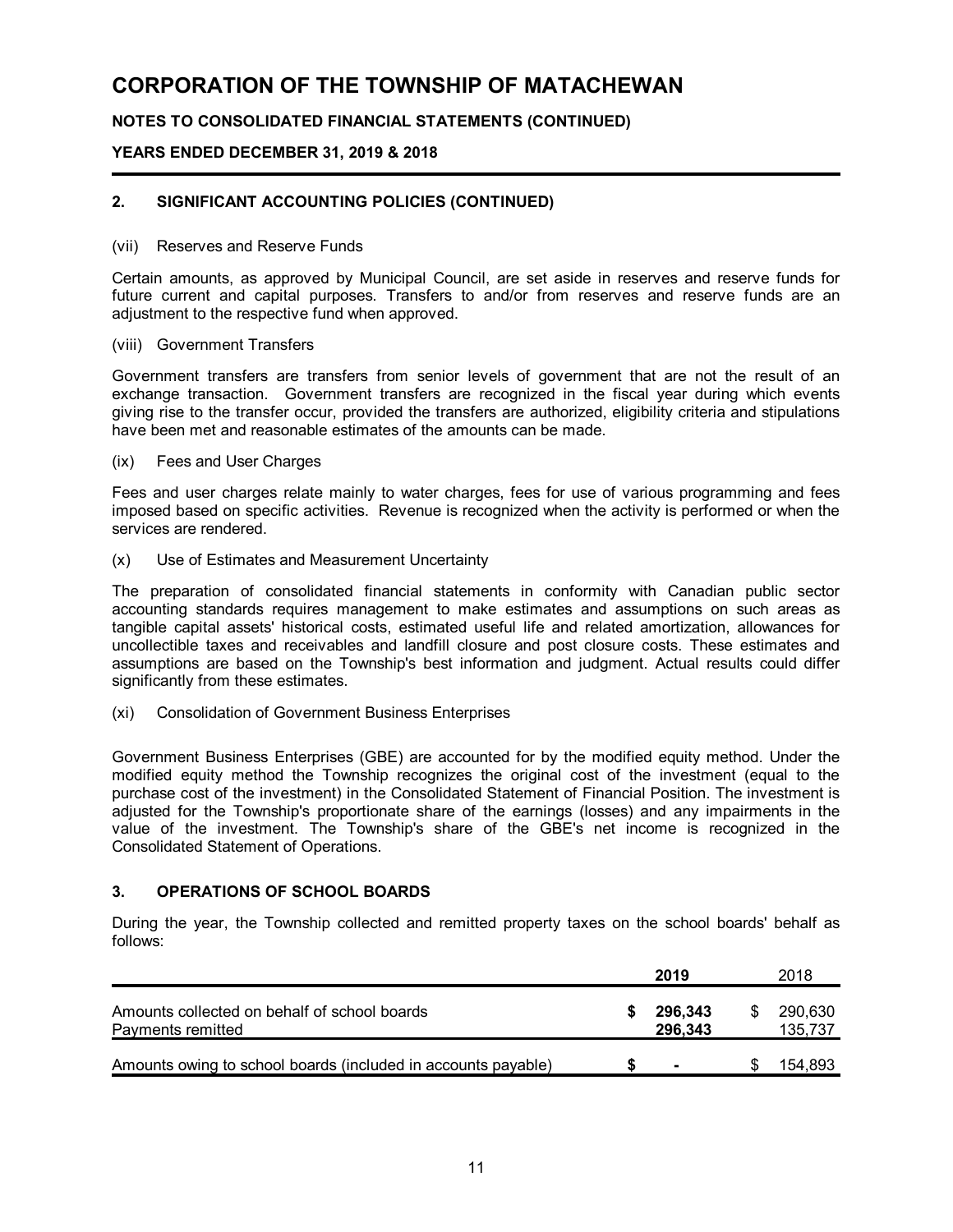# CORPORATION OF THE TOWNSHIP OF MATACHEWAN

## NOTES TO CONSOLIDATED FINANCIAL STATEMENTS (CONTINUED)

## YEARS ENDED DECEMBER 31, 2019 & 2018

### 2. SIGNIFICANT ACCOUNTING POLICIES (CONTINUED)

(vii) Reserves and Reserve Funds

Certain amounts, as approved by Municipal Council, are set aside in reserves and reserve funds for future current and capital purposes. Transfers to and/or from reserves and reserve funds are an adjustment to the respective fund when approved.

(viii) Government Transfers

Government transfers are transfers from senior levels of government that are not the result of an exchange transaction. Government transfers are recognized in the fiscal year during which events giving rise to the transfer occur, provided the transfers are authorized, eligibility criteria and stipulations have been met and reasonable estimates of the amounts can be made.

(ix) Fees and User Charges

Fees and user charges relate mainly to water charges, fees for use of various programming and fees imposed based on specific activities. Revenue is recognized when the activity is performed or when the services are rendered.

(x) Use of Estimates and Measurement Uncertainty

The preparation of consolidated financial statements in conformity with Canadian public sector accounting standards requires management to make estimates and assumptions on such areas as tangible capital assets' historical costs, estimated useful life and related amortization, allowances for uncollectible taxes and receivables and landfill closure and post closure costs. These estimates and assumptions are based on the Township's best information and judgment. Actual results could differ significantly from these estimates.

(xi) Consolidation of Government Business Enterprises

Government Business Enterprises (GBE) are accounted for by the modified equity method. Under the modified equity method the Township recognizes the original cost of the investment (equal to the purchase cost of the investment) in the Consolidated Statement of Financial Position. The investment is adjusted for the Township's proportionate share of the earnings (losses) and any impairments in the value of the investment. The Township's share of the GBE's net income is recognized in the Consolidated Statement of Operations.

### 3. OPERATIONS OF SCHOOL BOARDS

During the year, the Township collected and remitted property taxes on the school boards' behalf as follows:

| | **2019** | 2018 |
|---|---|---|
| Amounts collected on behalf of school boards | **$ 296,343** | $ 290,630 |
| Payments remitted | **296,343** | 135,737 |
| Amounts owing to school boards (included in accounts payable) | **$ -** | $ 154,893 |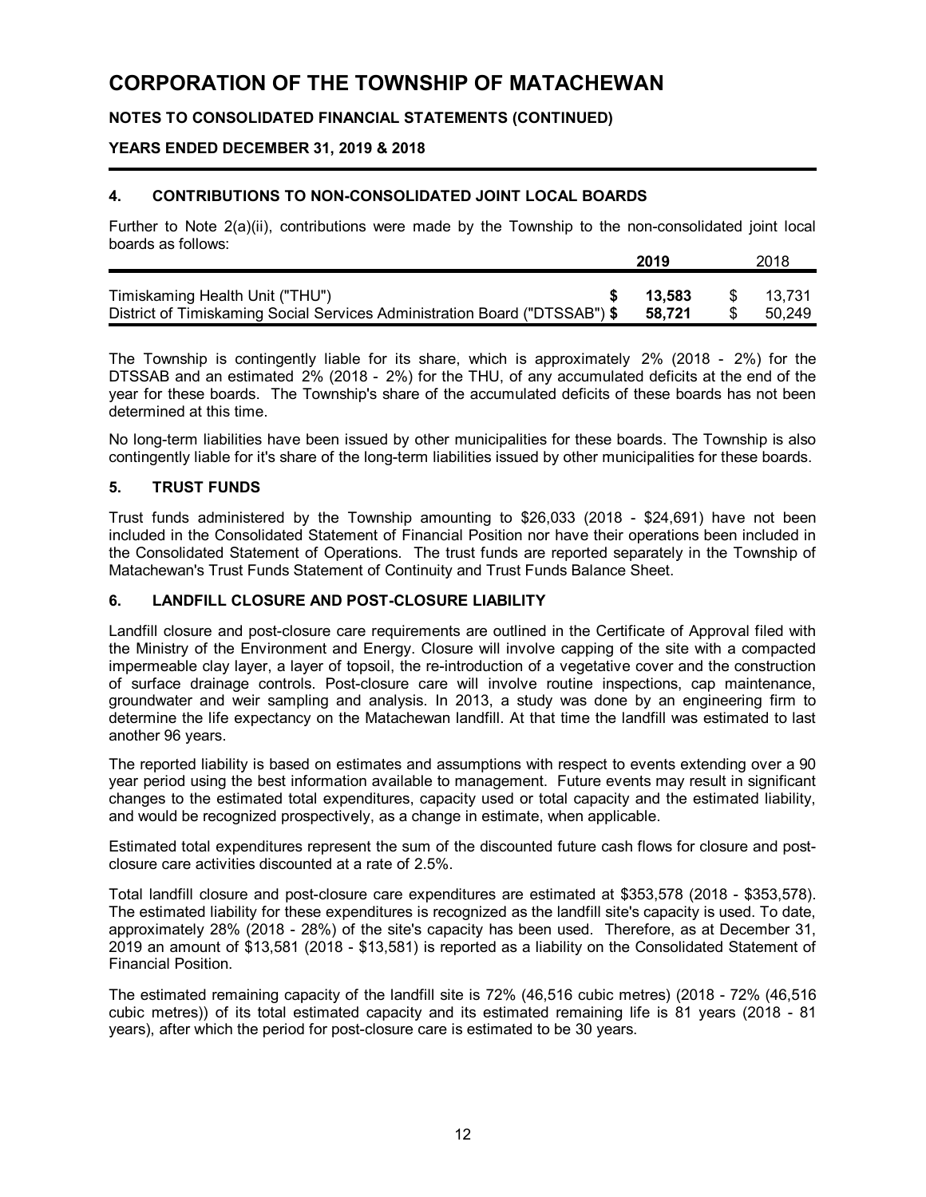# CORPORATION OF THE TOWNSHIP OF MATACHEWAN

**NOTES TO CONSOLIDATED FINANCIAL STATEMENTS (CONTINUED)**

**YEARS ENDED DECEMBER 31, 2019 & 2018**

## 4. CONTRIBUTIONS TO NON-CONSOLIDATED JOINT LOCAL BOARDS

Further to Note 2(a)(ii), contributions were made by the Township to the non-consolidated joint local boards as follows:

| | **2019** | 2018 |
|---|---|---|
| Timiskaming Health Unit ("THU") | **$ 13,583** | $ 13,731 |
| District of Timiskaming Social Services Administration Board ("DTSSAB") | **$ 58,721** | $ 50,249 |

The Township is contingently liable for its share, which is approximately 2% (2018 - 2%) for the DTSSAB and an estimated 2% (2018 - 2%) for the THU, of any accumulated deficits at the end of the year for these boards. The Township's share of the accumulated deficits of these boards has not been determined at this time.

No long-term liabilities have been issued by other municipalities for these boards. The Township is also contingently liable for it's share of the long-term liabilities issued by other municipalities for these boards.

## 5. TRUST FUNDS

Trust funds administered by the Township amounting to $26,033 (2018 - $24,691) have not been included in the Consolidated Statement of Financial Position nor have their operations been included in the Consolidated Statement of Operations. The trust funds are reported separately in the Township of Matachewan's Trust Funds Statement of Continuity and Trust Funds Balance Sheet.

## 6. LANDFILL CLOSURE AND POST-CLOSURE LIABILITY

Landfill closure and post-closure care requirements are outlined in the Certificate of Approval filed with the Ministry of the Environment and Energy. Closure will involve capping of the site with a compacted impermeable clay layer, a layer of topsoil, the re-introduction of a vegetative cover and the construction of surface drainage controls. Post-closure care will involve routine inspections, cap maintenance, groundwater and weir sampling and analysis. In 2013, a study was done by an engineering firm to determine the life expectancy on the Matachewan landfill. At that time the landfill was estimated to last another 96 years.

The reported liability is based on estimates and assumptions with respect to events extending over a 90 year period using the best information available to management. Future events may result in significant changes to the estimated total expenditures, capacity used or total capacity and the estimated liability, and would be recognized prospectively, as a change in estimate, when applicable.

Estimated total expenditures represent the sum of the discounted future cash flows for closure and post-closure care activities discounted at a rate of 2.5%.

Total landfill closure and post-closure care expenditures are estimated at $353,578 (2018 - $353,578). The estimated liability for these expenditures is recognized as the landfill site's capacity is used. To date, approximately 28% (2018 - 28%) of the site's capacity has been used. Therefore, as at December 31, 2019 an amount of $13,581 (2018 - $13,581) is reported as a liability on the Consolidated Statement of Financial Position.

The estimated remaining capacity of the landfill site is 72% (46,516 cubic metres) (2018 - 72% (46,516 cubic metres)) of its total estimated capacity and its estimated remaining life is 81 years (2018 - 81 years), after which the period for post-closure care is estimated to be 30 years.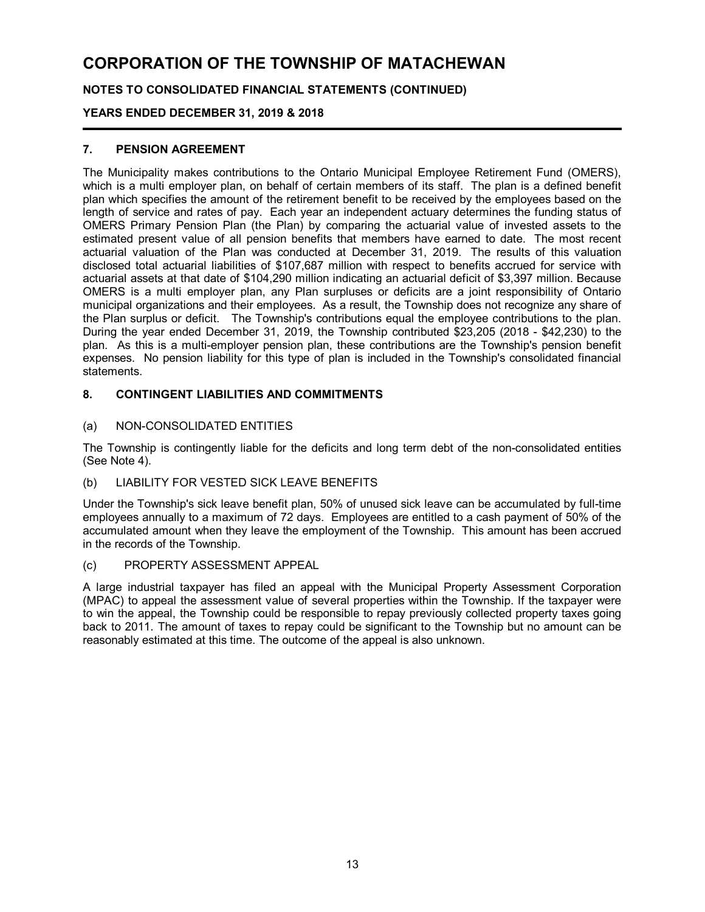# CORPORATION OF THE TOWNSHIP OF MATACHEWAN

**NOTES TO CONSOLIDATED FINANCIAL STATEMENTS (CONTINUED)**

**YEARS ENDED DECEMBER 31, 2019 & 2018**

## 7. PENSION AGREEMENT

The Municipality makes contributions to the Ontario Municipal Employee Retirement Fund (OMERS), which is a multi employer plan, on behalf of certain members of its staff. The plan is a defined benefit plan which specifies the amount of the retirement benefit to be received by the employees based on the length of service and rates of pay. Each year an independent actuary determines the funding status of OMERS Primary Pension Plan (the Plan) by comparing the actuarial value of invested assets to the estimated present value of all pension benefits that members have earned to date. The most recent actuarial valuation of the Plan was conducted at December 31, 2019. The results of this valuation disclosed total actuarial liabilities of $107,687 million with respect to benefits accrued for service with actuarial assets at that date of $104,290 million indicating an actuarial deficit of $3,397 million. Because OMERS is a multi employer plan, any Plan surpluses or deficits are a joint responsibility of Ontario municipal organizations and their employees. As a result, the Township does not recognize any share of the Plan surplus or deficit. The Township's contributions equal the employee contributions to the plan. During the year ended December 31, 2019, the Township contributed $23,205 (2018 - $42,230) to the plan. As this is a multi-employer pension plan, these contributions are the Township's pension benefit expenses. No pension liability for this type of plan is included in the Township's consolidated financial statements.

## 8. CONTINGENT LIABILITIES AND COMMITMENTS

(a) NON-CONSOLIDATED ENTITIES

The Township is contingently liable for the deficits and long term debt of the non-consolidated entities (See Note 4).

(b) LIABILITY FOR VESTED SICK LEAVE BENEFITS

Under the Township's sick leave benefit plan, 50% of unused sick leave can be accumulated by full-time employees annually to a maximum of 72 days. Employees are entitled to a cash payment of 50% of the accumulated amount when they leave the employment of the Township. This amount has been accrued in the records of the Township.

(c) PROPERTY ASSESSMENT APPEAL

A large industrial taxpayer has filed an appeal with the Municipal Property Assessment Corporation (MPAC) to appeal the assessment value of several properties within the Township. If the taxpayer were to win the appeal, the Township could be responsible to repay previously collected property taxes going back to 2011. The amount of taxes to repay could be significant to the Township but no amount can be reasonably estimated at this time. The outcome of the appeal is also unknown.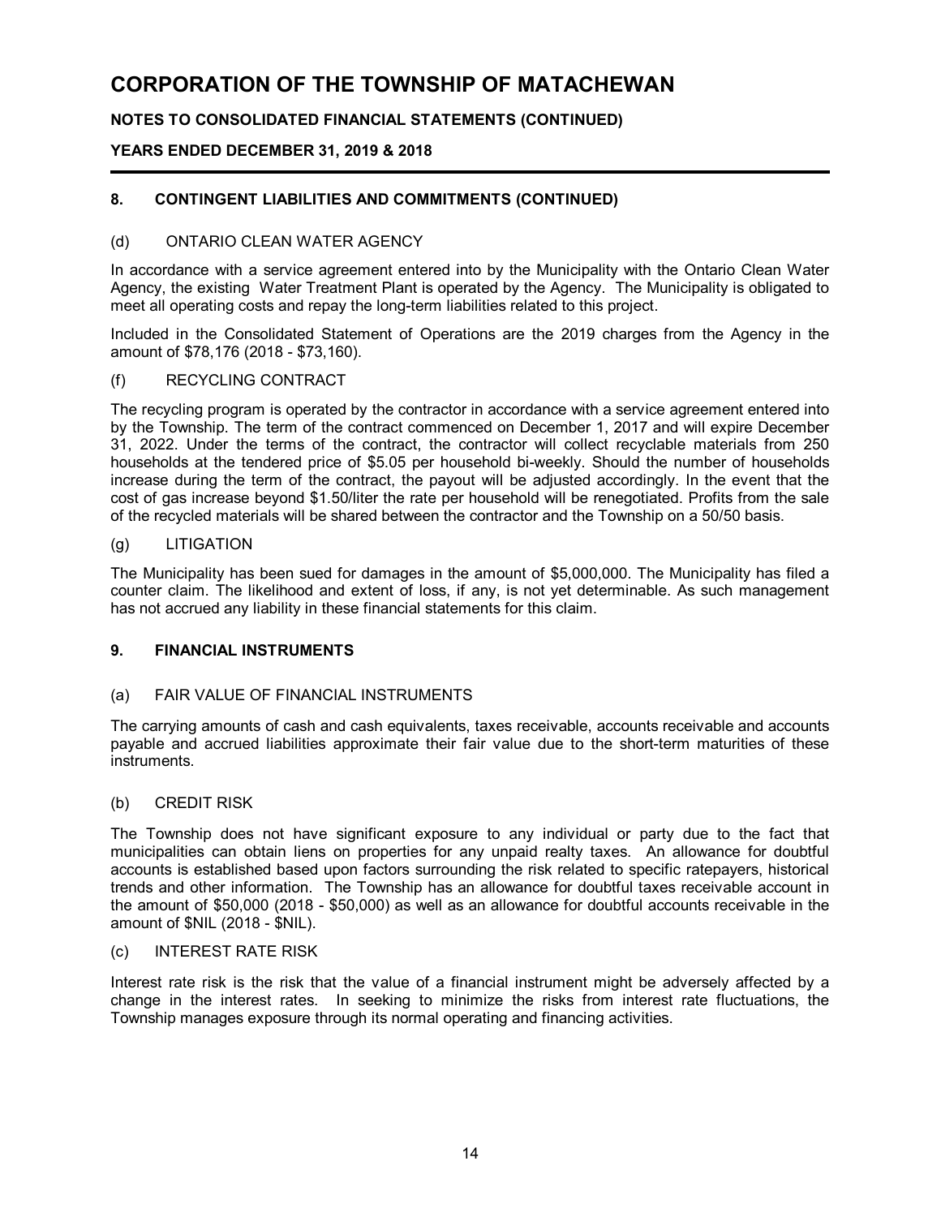# CORPORATION OF THE TOWNSHIP OF MATACHEWAN

**NOTES TO CONSOLIDATED FINANCIAL STATEMENTS (CONTINUED)**

**YEARS ENDED DECEMBER 31, 2019 & 2018**

## 8. CONTINGENT LIABILITIES AND COMMITMENTS (CONTINUED)

### (d) ONTARIO CLEAN WATER AGENCY

In accordance with a service agreement entered into by the Municipality with the Ontario Clean Water Agency, the existing Water Treatment Plant is operated by the Agency. The Municipality is obligated to meet all operating costs and repay the long-term liabilities related to this project.

Included in the Consolidated Statement of Operations are the 2019 charges from the Agency in the amount of $78,176 (2018 - $73,160).

### (f) RECYCLING CONTRACT

The recycling program is operated by the contractor in accordance with a service agreement entered into by the Township. The term of the contract commenced on December 1, 2017 and will expire December 31, 2022. Under the terms of the contract, the contractor will collect recyclable materials from 250 households at the tendered price of $5.05 per household bi-weekly. Should the number of households increase during the term of the contract, the payout will be adjusted accordingly. In the event that the cost of gas increase beyond $1.50/liter the rate per household will be renegotiated. Profits from the sale of the recycled materials will be shared between the contractor and the Township on a 50/50 basis.

### (g) LITIGATION

The Municipality has been sued for damages in the amount of $5,000,000. The Municipality has filed a counter claim. The likelihood and extent of loss, if any, is not yet determinable. As such management has not accrued any liability in these financial statements for this claim.

## 9. FINANCIAL INSTRUMENTS

### (a) FAIR VALUE OF FINANCIAL INSTRUMENTS

The carrying amounts of cash and cash equivalents, taxes receivable, accounts receivable and accounts payable and accrued liabilities approximate their fair value due to the short-term maturities of these instruments.

### (b) CREDIT RISK

The Township does not have significant exposure to any individual or party due to the fact that municipalities can obtain liens on properties for any unpaid realty taxes. An allowance for doubtful accounts is established based upon factors surrounding the risk related to specific ratepayers, historical trends and other information. The Township has an allowance for doubtful taxes receivable account in the amount of $50,000 (2018 - $50,000) as well as an allowance for doubtful accounts receivable in the amount of $NIL (2018 - $NIL).

### (c) INTEREST RATE RISK

Interest rate risk is the risk that the value of a financial instrument might be adversely affected by a change in the interest rates. In seeking to minimize the risks from interest rate fluctuations, the Township manages exposure through its normal operating and financing activities.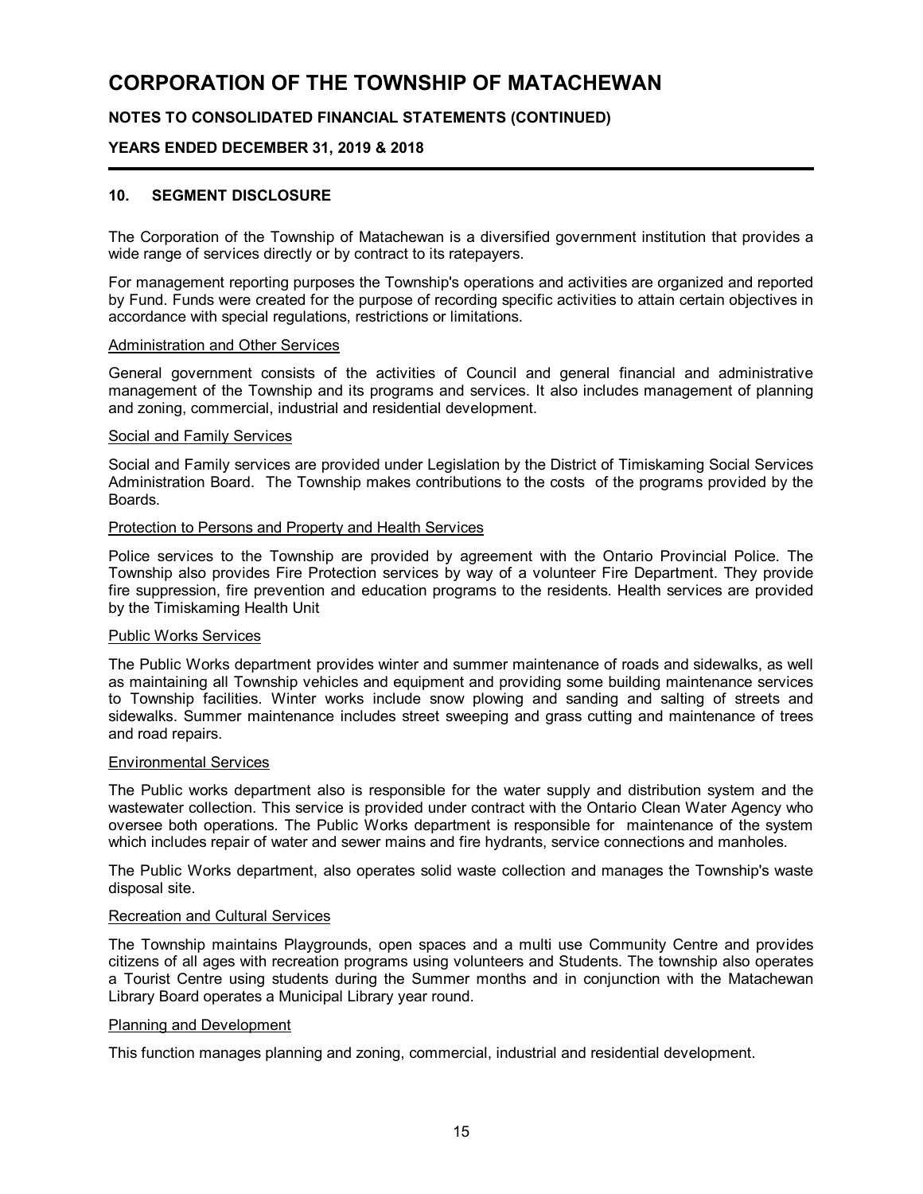## 10. SEGMENT DISCLOSURE

The Corporation of the Township of Matachewan is a diversified government institution that provides a wide range of services directly or by contract to its ratepayers.

For management reporting purposes the Township's operations and activities are organized and reported by Fund. Funds were created for the purpose of recording specific activities to attain certain objectives in accordance with special regulations, restrictions or limitations.

Administration and Other Services

General government consists of the activities of Council and general financial and administrative management of the Township and its programs and services. It also includes management of planning and zoning, commercial, industrial and residential development.

Social and Family Services

Social and Family services are provided under Legislation by the District of Timiskaming Social Services Administration Board. The Township makes contributions to the costs of the programs provided by the Boards.

Protection to Persons and Property and Health Services

Police services to the Township are provided by agreement with the Ontario Provincial Police. The Township also provides Fire Protection services by way of a volunteer Fire Department. They provide fire suppression, fire prevention and education programs to the residents. Health services are provided by the Timiskaming Health Unit

Public Works Services

The Public Works department provides winter and summer maintenance of roads and sidewalks, as well as maintaining all Township vehicles and equipment and providing some building maintenance services to Township facilities. Winter works include snow plowing and sanding and salting of streets and sidewalks. Summer maintenance includes street sweeping and grass cutting and maintenance of trees and road repairs.

Environmental Services

The Public works department also is responsible for the water supply and distribution system and the wastewater collection. This service is provided under contract with the Ontario Clean Water Agency who oversee both operations. The Public Works department is responsible for maintenance of the system which includes repair of water and sewer mains and fire hydrants, service connections and manholes.

The Public Works department, also operates solid waste collection and manages the Township's waste disposal site.

Recreation and Cultural Services

The Township maintains Playgrounds, open spaces and a multi use Community Centre and provides citizens of all ages with recreation programs using volunteers and Students. The township also operates a Tourist Centre using students during the Summer months and in conjunction with the Matachewan Library Board operates a Municipal Library year round.

Planning and Development

This function manages planning and zoning, commercial, industrial and residential development.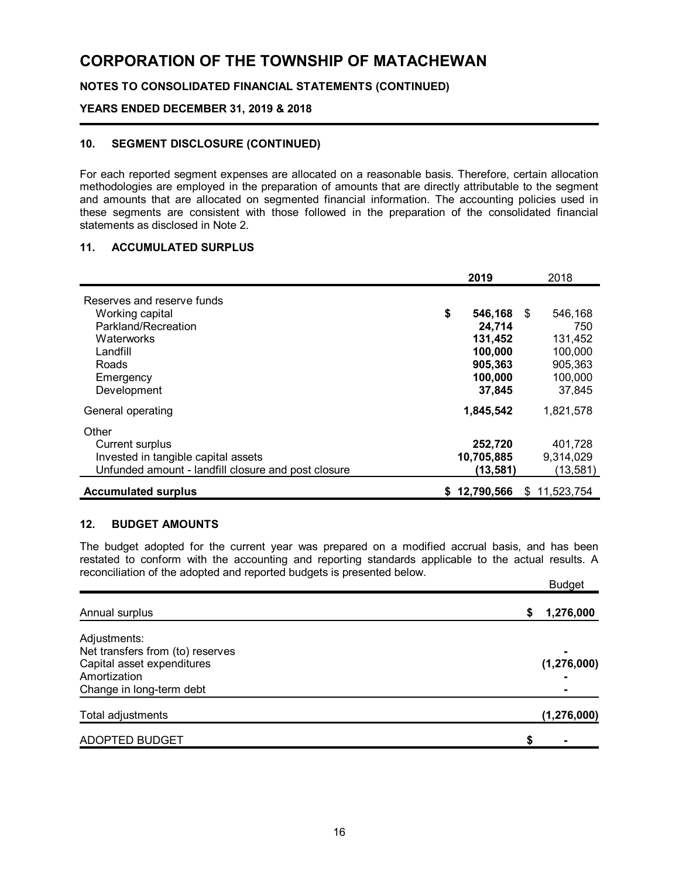# CORPORATION OF THE TOWNSHIP OF MATACHEWAN

**NOTES TO CONSOLIDATED FINANCIAL STATEMENTS (CONTINUED)**

**YEARS ENDED DECEMBER 31, 2019 & 2018**

## 10. SEGMENT DISCLOSURE (CONTINUED)

For each reported segment expenses are allocated on a reasonable basis. Therefore, certain allocation methodologies are employed in the preparation of amounts that are directly attributable to the segment and amounts that are allocated on segmented financial information. The accounting policies used in these segments are consistent with those followed in the preparation of the consolidated financial statements as disclosed in Note 2.

## 11. ACCUMULATED SURPLUS

| | **2019** | 2018 |
|---|---|---|
| Reserves and reserve funds | | |
| Working capital | **$ 546,168** | $ 546,168 |
| Parkland/Recreation | **24,714** | 750 |
| Waterworks | **131,452** | 131,452 |
| Landfill | **100,000** | 100,000 |
| Roads | **905,363** | 905,363 |
| Emergency | **100,000** | 100,000 |
| Development | **37,845** | 37,845 |
| General operating | **1,845,542** | 1,821,578 |
| Other | | |
| Current surplus | **252,720** | 401,728 |
| Invested in tangible capital assets | **10,705,885** | 9,314,029 |
| Unfunded amount - landfill closure and post closure | **(13,581)** | (13,581) |
| **Accumulated surplus** | **$ 12,790,566** | $ 11,523,754 |

## 12. BUDGET AMOUNTS

The budget adopted for the current year was prepared on a modified accrual basis, and has been restated to conform with the accounting and reporting standards applicable to the actual results. A reconciliation of the adopted and reported budgets is presented below.

| | Budget |
|---|---|
| Annual surplus | **$ 1,276,000** |
| Adjustments: | |
| Net transfers from (to) reserves | **-** |
| Capital asset expenditures | **(1,276,000)** |
| Amortization | **-** |
| Change in long-term debt | **-** |
| Total adjustments | **(1,276,000)** |
| ADOPTED BUDGET | **$ -** |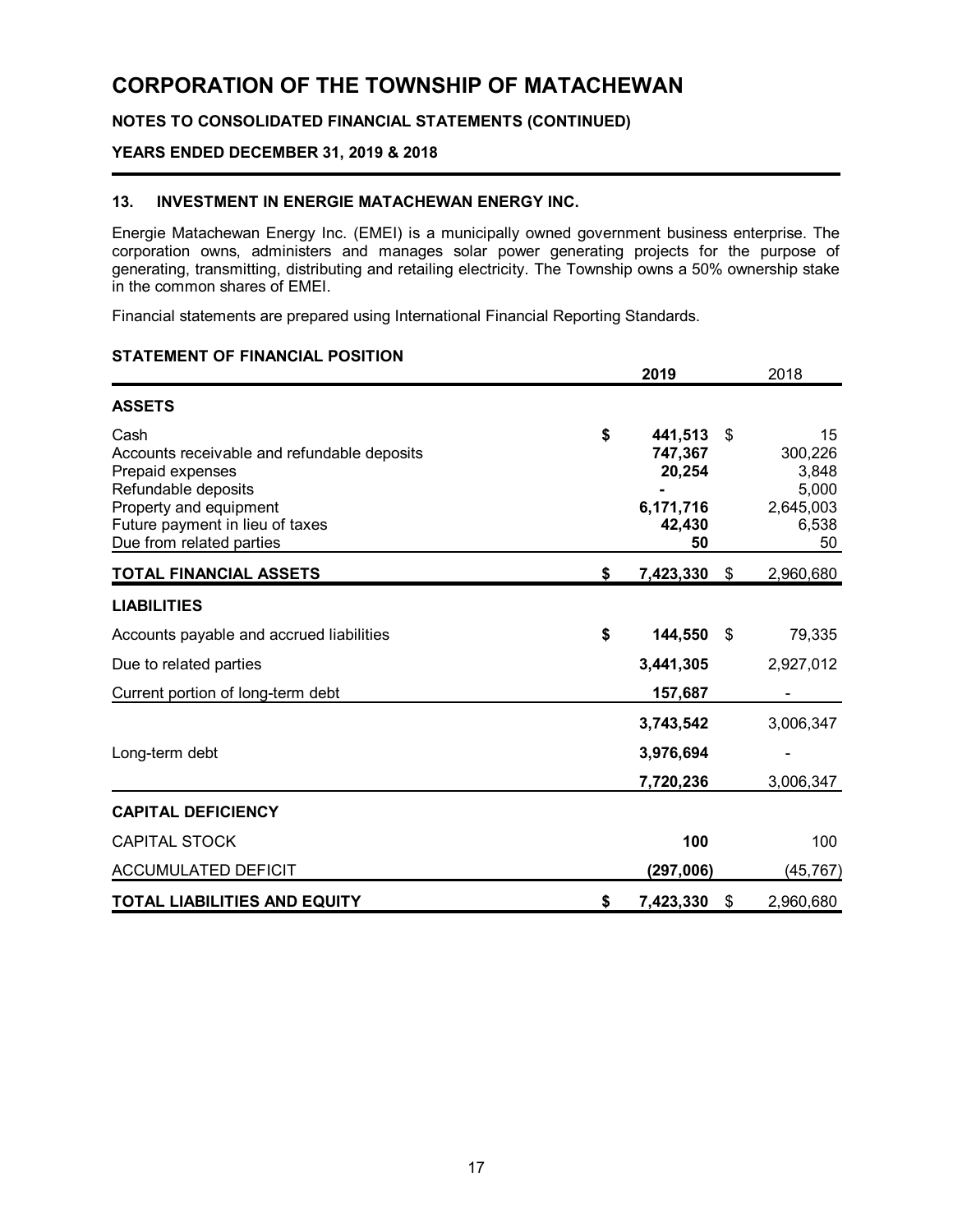# CORPORATION OF THE TOWNSHIP OF MATACHEWAN

**NOTES TO CONSOLIDATED FINANCIAL STATEMENTS (CONTINUED)**

**YEARS ENDED DECEMBER 31, 2019 & 2018**

### 13. INVESTMENT IN ENERGIE MATACHEWAN ENERGY INC.

Energie Matachewan Energy Inc. (EMEI) is a municipally owned government business enterprise. The corporation owns, administers and manages solar power generating projects for the purpose of generating, transmitting, distributing and retailing electricity. The Township owns a 50% ownership stake in the common shares of EMEI.

Financial statements are prepared using International Financial Reporting Standards.

**STATEMENT OF FINANCIAL POSITION**

| | 2019 | 2018 |
|---|---|---|
| **ASSETS** | | |
| Cash | $ **441,513** | $ 15 |
| Accounts receivable and refundable deposits | **747,367** | 300,226 |
| Prepaid expenses | **20,254** | 3,848 |
| Refundable deposits | **-** | 5,000 |
| Property and equipment | **6,171,716** | 2,645,003 |
| Future payment in lieu of taxes | **42,430** | 6,538 |
| Due from related parties | **50** | 50 |
| **TOTAL FINANCIAL ASSETS** | $ **7,423,330** | $ 2,960,680 |
| **LIABILITIES** | | |
| Accounts payable and accrued liabilities | $ **144,550** | $ 79,335 |
| Due to related parties | **3,441,305** | 2,927,012 |
| Current portion of long-term debt | **157,687** | - |
| | **3,743,542** | 3,006,347 |
| Long-term debt | **3,976,694** | - |
| | **7,720,236** | 3,006,347 |
| **CAPITAL DEFICIENCY** | | |
| CAPITAL STOCK | **100** | 100 |
| ACCUMULATED DEFICIT | **(297,006)** | (45,767) |
| **TOTAL LIABILITIES AND EQUITY** | $ **7,423,330** | $ 2,960,680 |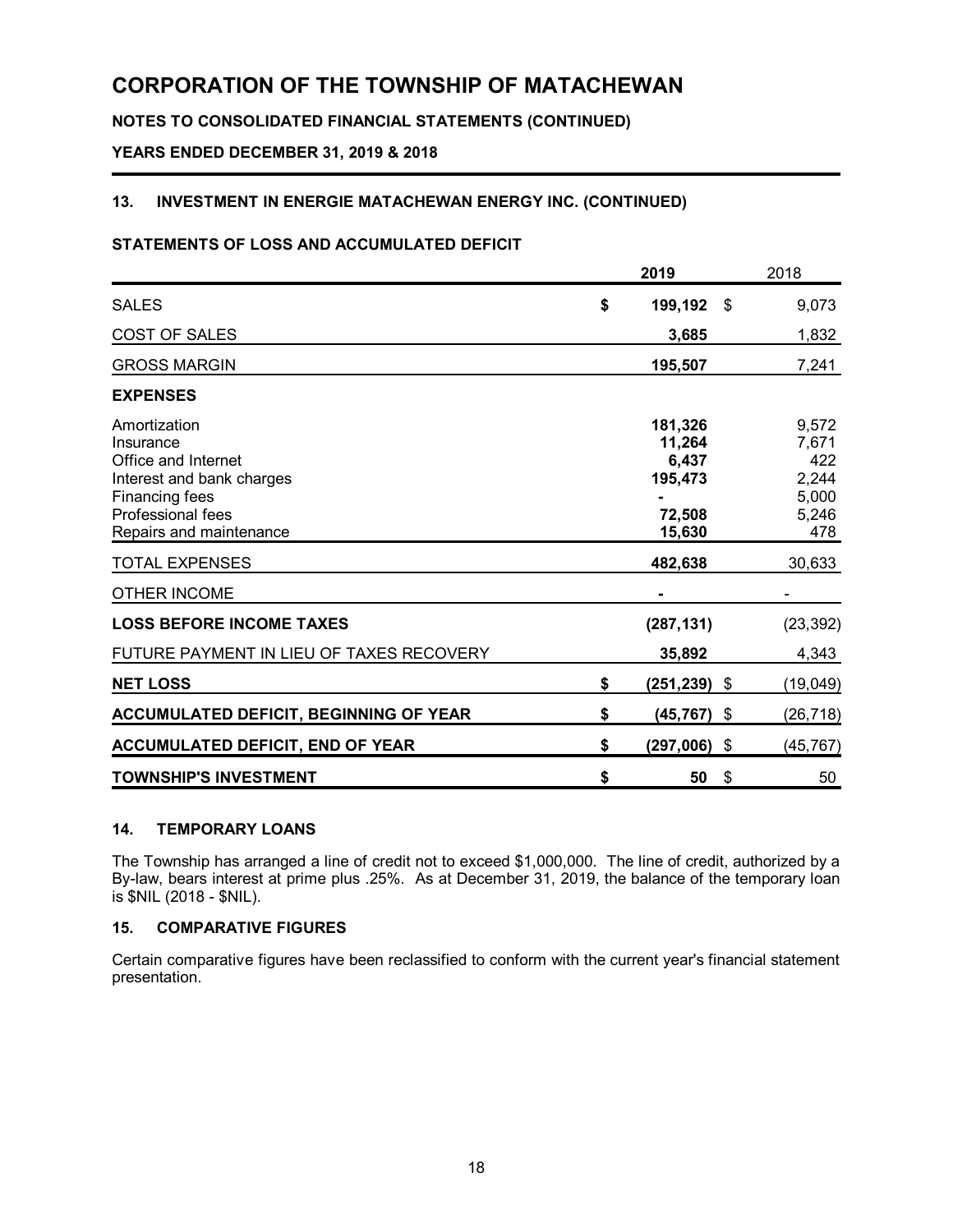# CORPORATION OF THE TOWNSHIP OF MATACHEWAN

## NOTES TO CONSOLIDATED FINANCIAL STATEMENTS (CONTINUED)

### YEARS ENDED DECEMBER 31, 2019 & 2018

### 13. INVESTMENT IN ENERGIE MATACHEWAN ENERGY INC. (CONTINUED)

**STATEMENTS OF LOSS AND ACCUMULATED DEFICIT**

| | 2019 | 2018 |
|---|---|---|
| SALES | $ 199,192 | $ 9,073 |
| COST OF SALES | 3,685 | 1,832 |
| GROSS MARGIN | 195,507 | 7,241 |
| **EXPENSES** | | |
| Amortization | 181,326 | 9,572 |
| Insurance | 11,264 | 7,671 |
| Office and Internet | 6,437 | 422 |
| Interest and bank charges | 195,473 | 2,244 |
| Financing fees | - | 5,000 |
| Professional fees | 72,508 | 5,246 |
| Repairs and maintenance | 15,630 | 478 |
| TOTAL EXPENSES | 482,638 | 30,633 |
| OTHER INCOME | - | - |
| **LOSS BEFORE INCOME TAXES** | (287,131) | (23,392) |
| FUTURE PAYMENT IN LIEU OF TAXES RECOVERY | 35,892 | 4,343 |
| **NET LOSS** | $ (251,239) | $ (19,049) |
| **ACCUMULATED DEFICIT, BEGINNING OF YEAR** | $ (45,767) | $ (26,718) |
| **ACCUMULATED DEFICIT, END OF YEAR** | $ (297,006) | $ (45,767) |
| **TOWNSHIP'S INVESTMENT** | $ 50 | $ 50 |

### 14. TEMPORARY LOANS

The Township has arranged a line of credit not to exceed $1,000,000. The line of credit, authorized by a By-law, bears interest at prime plus .25%. As at December 31, 2019, the balance of the temporary loan is $NIL (2018 - $NIL).

### 15. COMPARATIVE FIGURES

Certain comparative figures have been reclassified to conform with the current year's financial statement presentation.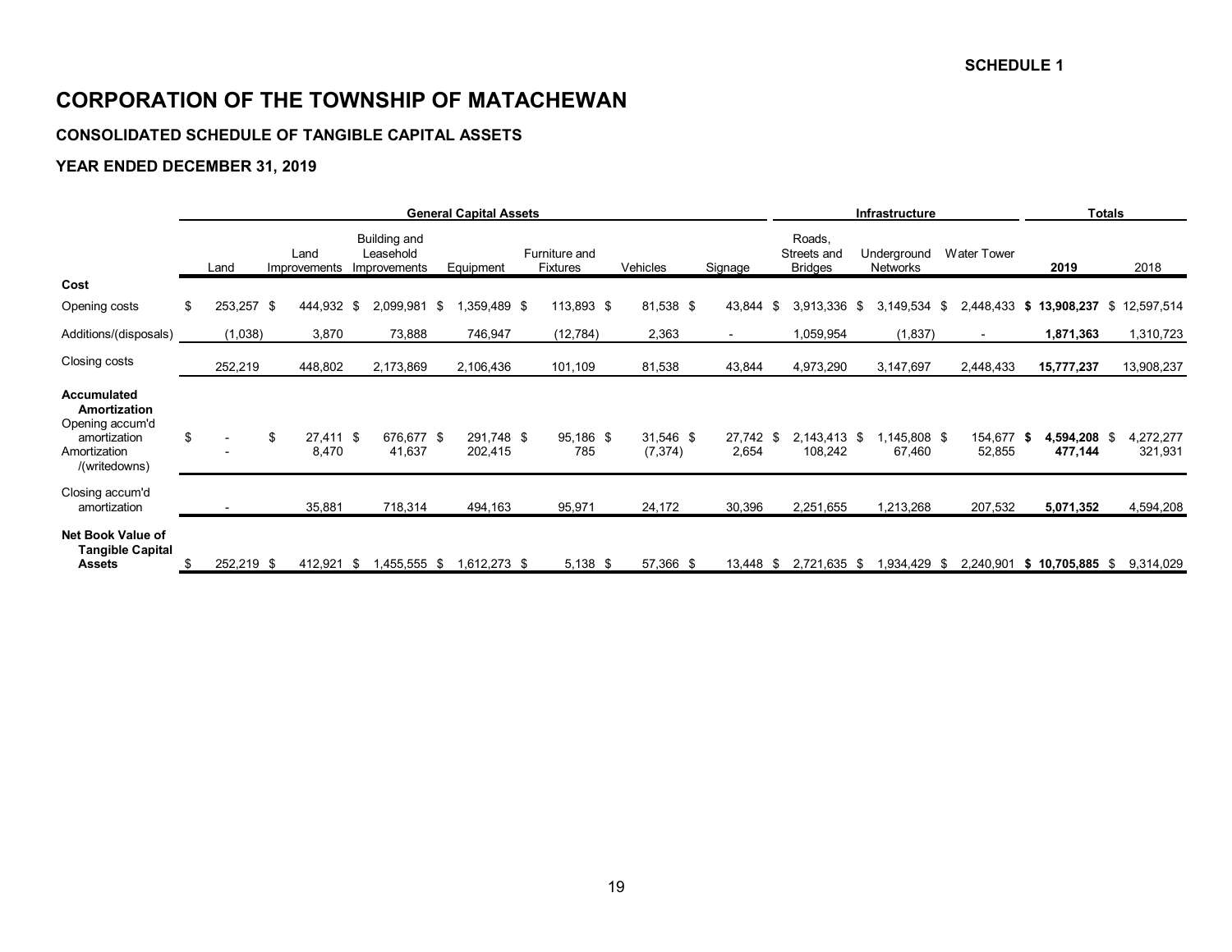SCHEDULE 1

# CORPORATION OF THE TOWNSHIP OF MATACHEWAN

### CONSOLIDATED SCHEDULE OF TANGIBLE CAPITAL ASSETS

### YEAR ENDED DECEMBER 31, 2019

| | General Capital Assets | | | | | | | Infrastructure | | | Totals | |
|---|---|---|---|---|---|---|---|---|---|---|---|---|
| | Land | Land Improvements | Building and Leasehold Improvements | Equipment | Furniture and Fixtures | Vehicles | Signage | Roads, Streets and Bridges | Underground Networks | Water Tower | **2019** | 2018 |
| **Cost** | | | | | | | | | | | | |
| Opening costs | $ 253,257 | $ 444,932 | $ 2,099,981 | $ 1,359,489 | $ 113,893 | $ 81,538 | $ 43,844 | $ 3,913,336 | $ 3,149,534 | $ 2,448,433 | **$ 13,908,237** | $ 12,597,514 |
| Additions/(disposals) | (1,038) | 3,870 | 73,888 | 746,947 | (12,784) | 2,363 | - | 1,059,954 | (1,837) | - | **1,871,363** | 1,310,723 |
| Closing costs | 252,219 | 448,802 | 2,173,869 | 2,106,436 | 101,109 | 81,538 | 43,844 | 4,973,290 | 3,147,697 | 2,448,433 | **15,777,237** | 13,908,237 |
| **Accumulated Amortization** | | | | | | | | | | | | |
| Opening accum'd amortization | $ - | $ 27,411 | $ 676,677 | $ 291,748 | $ 95,186 | $ 31,546 | $ 27,742 | $ 2,143,413 | $ 1,145,808 | $ 154,677 | **$ 4,594,208** | $ 4,272,277 |
| Amortization /(writedowns) | - | 8,470 | 41,637 | 202,415 | 785 | (7,374) | 2,654 | 108,242 | 67,460 | 52,855 | **477,144** | 321,931 |
| Closing accum'd amortization | - | 35,881 | 718,314 | 494,163 | 95,971 | 24,172 | 30,396 | 2,251,655 | 1,213,268 | 207,532 | **5,071,352** | 4,594,208 |
| **Net Book Value of Tangible Capital Assets** | $ 252,219 | $ 412,921 | $ 1,455,555 | $ 1,612,273 | $ 5,138 | $ 57,366 | $ 13,448 | $ 2,721,635 | $ 1,934,429 | $ 2,240,901 | **$ 10,705,885** | $ 9,314,029 |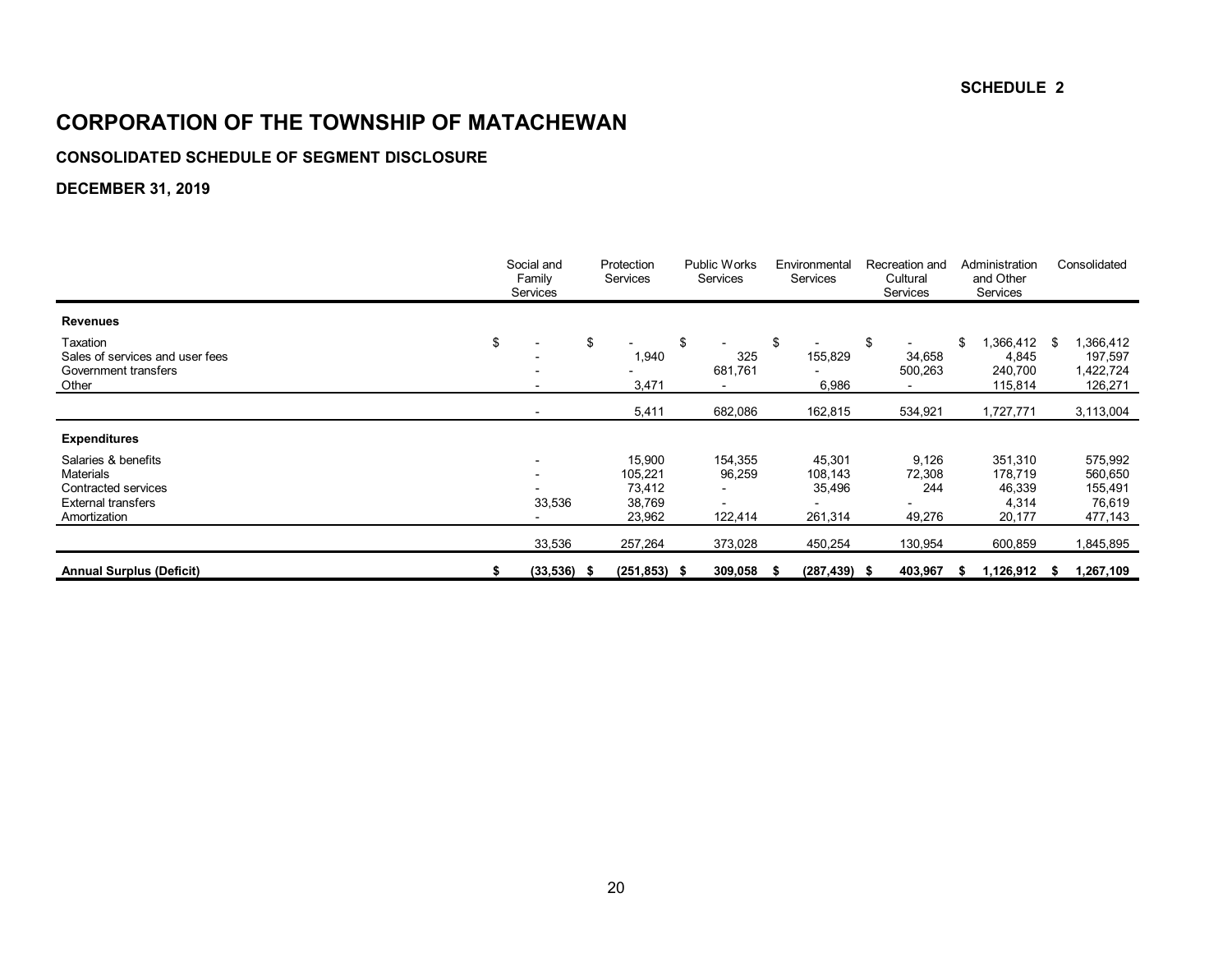SCHEDULE 2

# CORPORATION OF THE TOWNSHIP OF MATACHEWAN

### CONSOLIDATED SCHEDULE OF SEGMENT DISCLOSURE

### DECEMBER 31, 2019

| | Social and Family Services | Protection Services | Public Works Services | Environmental Services | Recreation and Cultural Services | Administration and Other Services | Consolidated |
|---|---|---|---|---|---|---|---|
| **Revenues** | | | | | | | |
| Taxation | $ - | $ - | $ - | $ - | $ - | $ 1,366,412 | $ 1,366,412 |
| Sales of services and user fees | - | 1,940 | 325 | 155,829 | 34,658 | 4,845 | 197,597 |
| Government transfers | - | - | 681,761 | - | 500,263 | 240,700 | 1,422,724 |
| Other | - | 3,471 | - | 6,986 | - | 115,814 | 126,271 |
| | - | 5,411 | 682,086 | 162,815 | 534,921 | 1,727,771 | 3,113,004 |
| **Expenditures** | | | | | | | |
| Salaries & benefits | - | 15,900 | 154,355 | 45,301 | 9,126 | 351,310 | 575,992 |
| Materials | - | 105,221 | 96,259 | 108,143 | 72,308 | 178,719 | 560,650 |
| Contracted services | - | 73,412 | - | 35,496 | 244 | 46,339 | 155,491 |
| External transfers | 33,536 | 38,769 | - | - | - | 4,314 | 76,619 |
| Amortization | - | 23,962 | 122,414 | 261,314 | 49,276 | 20,177 | 477,143 |
| | 33,536 | 257,264 | 373,028 | 450,254 | 130,954 | 600,859 | 1,845,895 |
| **Annual Surplus (Deficit)** | **$ (33,536)** | **$ (251,853)** | **$ 309,058** | **$ (287,439)** | **$ 403,967** | **$ 1,126,912** | **$ 1,267,109** |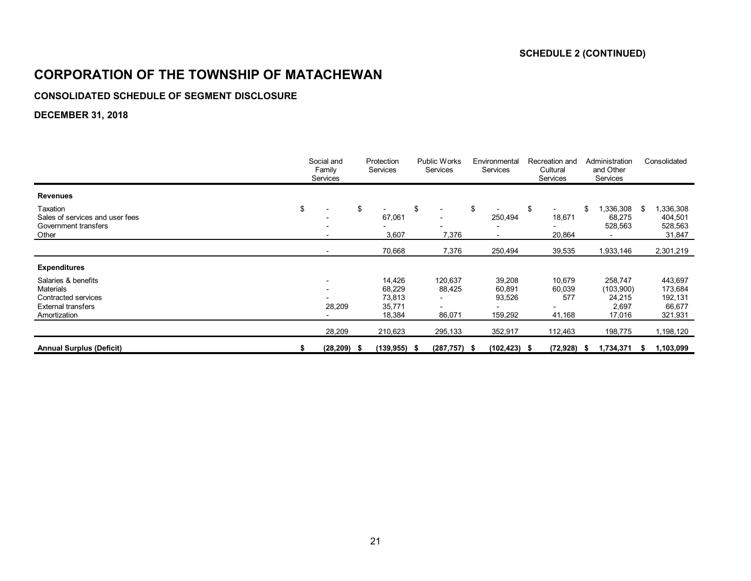SCHEDULE 2 (CONTINUED)

# CORPORATION OF THE TOWNSHIP OF MATACHEWAN

### CONSOLIDATED SCHEDULE OF SEGMENT DISCLOSURE

### DECEMBER 31, 2018

| | Social and Family Services | Protection Services | Public Works Services | Environmental Services | Recreation and Cultural Services | Administration and Other Services | Consolidated |
|---|---|---|---|---|---|---|---|
| **Revenues** | | | | | | | |
| Taxation | $ - | $ - | $ - | $ - | $ - | $ 1,336,308 | $ 1,336,308 |
| Sales of services and user fees | - | 67,061 | - | 250,494 | 18,671 | 68,275 | 404,501 |
| Government transfers | - | - | - | - | - | 528,563 | 528,563 |
| Other | - | 3,607 | 7,376 | - | 20,864 | - | 31,847 |
| | - | 70,668 | 7,376 | 250,494 | 39,535 | 1,933,146 | 2,301,219 |
| **Expenditures** | | | | | | | |
| Salaries & benefits | - | 14,426 | 120,637 | 39,208 | 10,679 | 258,747 | 443,697 |
| Materials | - | 68,229 | 88,425 | 60,891 | 60,039 | (103,900) | 173,684 |
| Contracted services | - | 73,813 | - | 93,526 | 577 | 24,215 | 192,131 |
| External transfers | 28,209 | 35,771 | - | - | - | 2,697 | 66,677 |
| Amortization | - | 18,384 | 86,071 | 159,292 | 41,168 | 17,016 | 321,931 |
| | 28,209 | 210,623 | 295,133 | 352,917 | 112,463 | 198,775 | 1,198,120 |
| **Annual Surplus (Deficit)** | **$ (28,209)** | **$ (139,955)** | **$ (287,757)** | **$ (102,423)** | **$ (72,928)** | **$ 1,734,371** | **$ 1,103,099** |